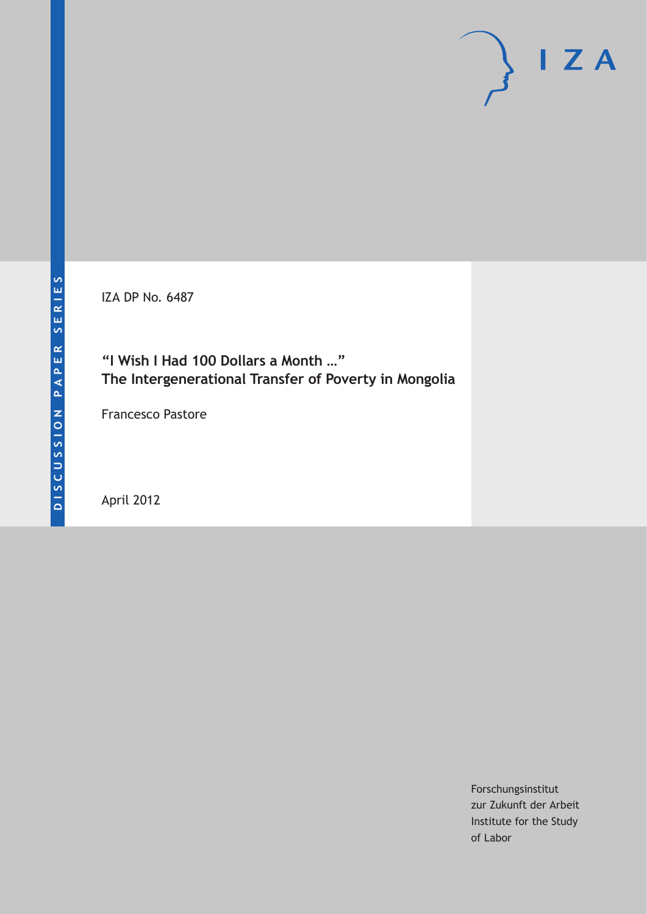DISCUSSION PAPER SERIES

IZA

IZA DP No. 6487

# "I Wish I Had 100 Dollars a Month …" The Intergenerational Transfer of Poverty in Mongolia

Francesco Pastore

April 2012

Forschungsinstitut
zur Zukunft der Arbeit
Institute for the Study
of Labor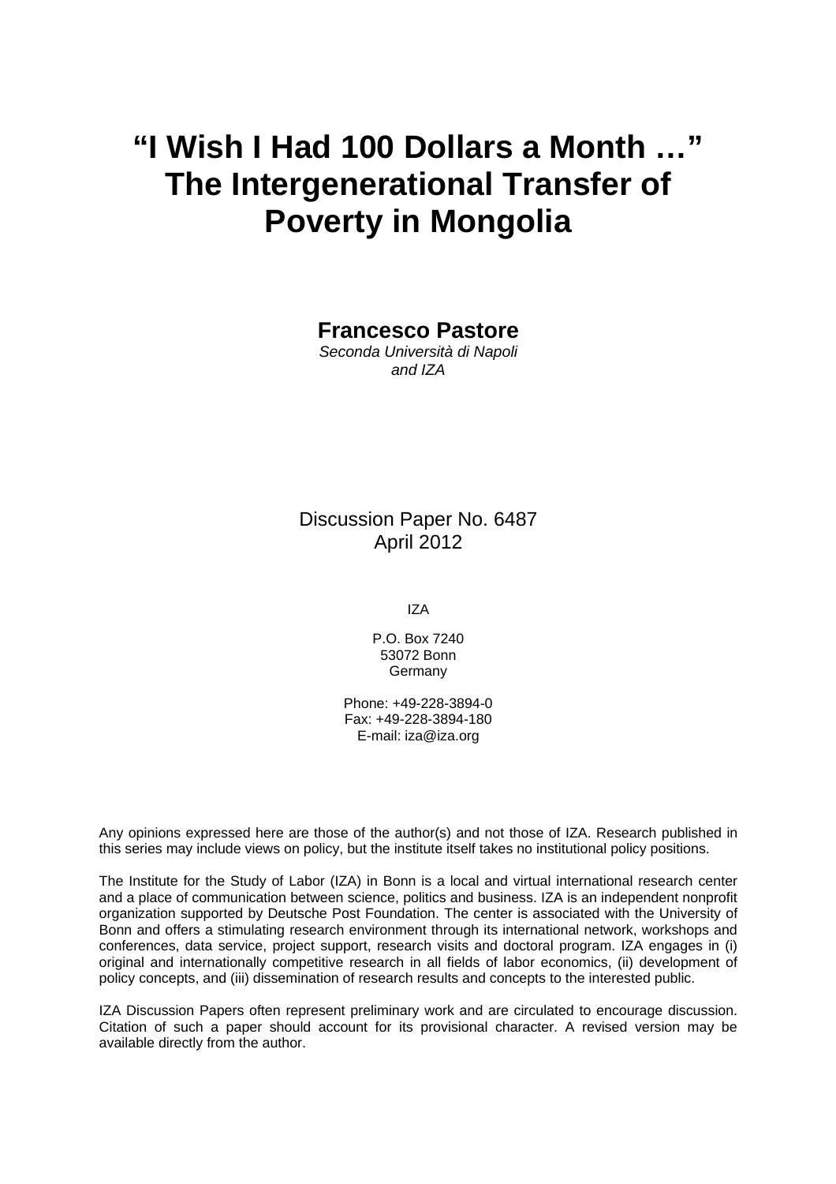# "I Wish I Had 100 Dollars a Month …" The Intergenerational Transfer of Poverty in Mongolia

**Francesco Pastore**
*Seconda Università di Napoli*
*and IZA*

Discussion Paper No. 6487
April 2012

IZA

P.O. Box 7240
53072 Bonn
Germany

Phone: +49-228-3894-0
Fax: +49-228-3894-180
E-mail: iza@iza.org

Any opinions expressed here are those of the author(s) and not those of IZA. Research published in this series may include views on policy, but the institute itself takes no institutional policy positions.

The Institute for the Study of Labor (IZA) in Bonn is a local and virtual international research center and a place of communication between science, politics and business. IZA is an independent nonprofit organization supported by Deutsche Post Foundation. The center is associated with the University of Bonn and offers a stimulating research environment through its international network, workshops and conferences, data service, project support, research visits and doctoral program. IZA engages in (i) original and internationally competitive research in all fields of labor economics, (ii) development of policy concepts, and (iii) dissemination of research results and concepts to the interested public.

IZA Discussion Papers often represent preliminary work and are circulated to encourage discussion. Citation of such a paper should account for its provisional character. A revised version may be available directly from the author.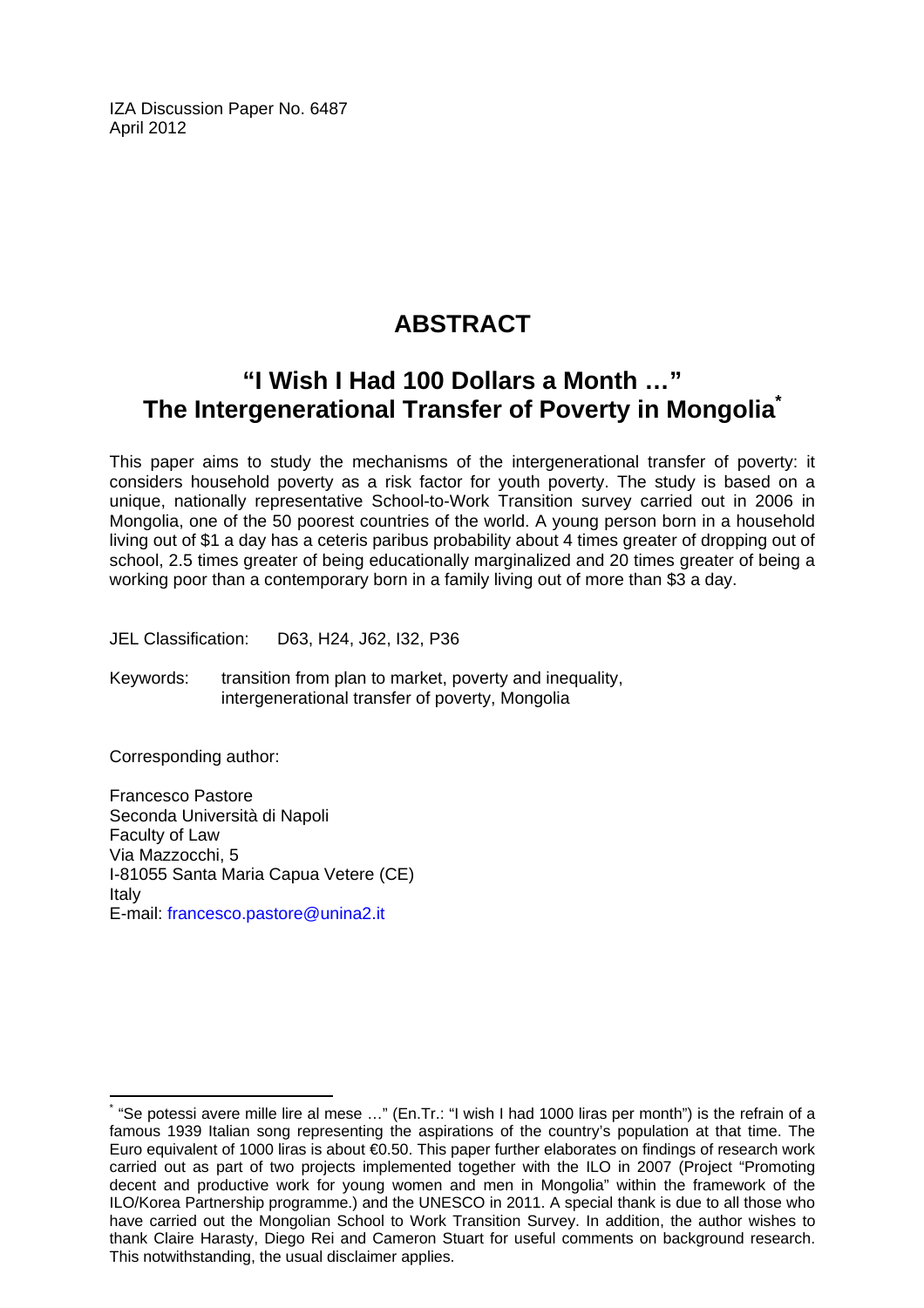IZA Discussion Paper No. 6487
April 2012

# ABSTRACT

## "I Wish I Had 100 Dollars a Month …" The Intergenerational Transfer of Poverty in Mongolia[*]

This paper aims to study the mechanisms of the intergenerational transfer of poverty: it considers household poverty as a risk factor for youth poverty. The study is based on a unique, nationally representative School-to-Work Transition survey carried out in 2006 in Mongolia, one of the 50 poorest countries of the world. A young person born in a household living out of $1 a day has a ceteris paribus probability about 4 times greater of dropping out of school, 2.5 times greater of being educationally marginalized and 20 times greater of being a working poor than a contemporary born in a family living out of more than $3 a day.

JEL Classification: D63, H24, J62, I32, P36

Keywords: transition from plan to market, poverty and inequality, intergenerational transfer of poverty, Mongolia

Corresponding author:

Francesco Pastore
Seconda Università di Napoli
Faculty of Law
Via Mazzocchi, 5
I-81055 Santa Maria Capua Vetere (CE)
Italy
E-mail: francesco.pastore@unina2.it

[*] "Se potessi avere mille lire al mese …" (En.Tr.: "I wish I had 1000 liras per month") is the refrain of a famous 1939 Italian song representing the aspirations of the country's population at that time. The Euro equivalent of 1000 liras is about €0.50. This paper further elaborates on findings of research work carried out as part of two projects implemented together with the ILO in 2007 (Project "Promoting decent and productive work for young women and men in Mongolia" within the framework of the ILO/Korea Partnership programme.) and the UNESCO in 2011. A special thank is due to all those who have carried out the Mongolian School to Work Transition Survey. In addition, the author wishes to thank Claire Harasty, Diego Rei and Cameron Stuart for useful comments on background research. This notwithstanding, the usual disclaimer applies.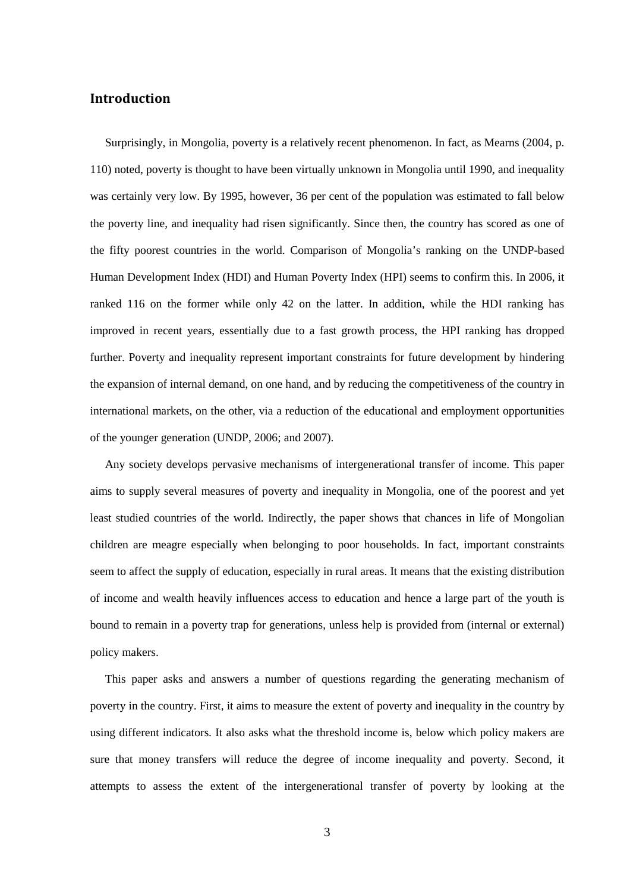## Introduction

Surprisingly, in Mongolia, poverty is a relatively recent phenomenon. In fact, as Mearns (2004, p. 110) noted, poverty is thought to have been virtually unknown in Mongolia until 1990, and inequality was certainly very low. By 1995, however, 36 per cent of the population was estimated to fall below the poverty line, and inequality had risen significantly. Since then, the country has scored as one of the fifty poorest countries in the world. Comparison of Mongolia's ranking on the UNDP-based Human Development Index (HDI) and Human Poverty Index (HPI) seems to confirm this. In 2006, it ranked 116 on the former while only 42 on the latter. In addition, while the HDI ranking has improved in recent years, essentially due to a fast growth process, the HPI ranking has dropped further. Poverty and inequality represent important constraints for future development by hindering the expansion of internal demand, on one hand, and by reducing the competitiveness of the country in international markets, on the other, via a reduction of the educational and employment opportunities of the younger generation (UNDP, 2006; and 2007).

Any society develops pervasive mechanisms of intergenerational transfer of income. This paper aims to supply several measures of poverty and inequality in Mongolia, one of the poorest and yet least studied countries of the world. Indirectly, the paper shows that chances in life of Mongolian children are meagre especially when belonging to poor households. In fact, important constraints seem to affect the supply of education, especially in rural areas. It means that the existing distribution of income and wealth heavily influences access to education and hence a large part of the youth is bound to remain in a poverty trap for generations, unless help is provided from (internal or external) policy makers.

This paper asks and answers a number of questions regarding the generating mechanism of poverty in the country. First, it aims to measure the extent of poverty and inequality in the country by using different indicators. It also asks what the threshold income is, below which policy makers are sure that money transfers will reduce the degree of income inequality and poverty. Second, it attempts to assess the extent of the intergenerational transfer of poverty by looking at the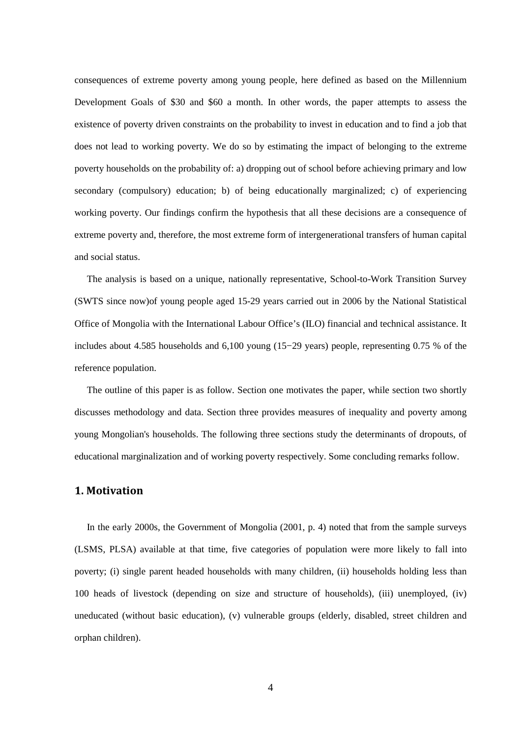consequences of extreme poverty among young people, here defined as based on the Millennium Development Goals of $30 and $60 a month. In other words, the paper attempts to assess the existence of poverty driven constraints on the probability to invest in education and to find a job that does not lead to working poverty. We do so by estimating the impact of belonging to the extreme poverty households on the probability of: a) dropping out of school before achieving primary and low secondary (compulsory) education; b) of being educationally marginalized; c) of experiencing working poverty. Our findings confirm the hypothesis that all these decisions are a consequence of extreme poverty and, therefore, the most extreme form of intergenerational transfers of human capital and social status.

The analysis is based on a unique, nationally representative, School-to-Work Transition Survey (SWTS since now)of young people aged 15-29 years carried out in 2006 by the National Statistical Office of Mongolia with the International Labour Office's (ILO) financial and technical assistance. It includes about 4.585 households and 6,100 young (15−29 years) people, representing 0.75 % of the reference population.

The outline of this paper is as follow. Section one motivates the paper, while section two shortly discusses methodology and data. Section three provides measures of inequality and poverty among young Mongolian's households. The following three sections study the determinants of dropouts, of educational marginalization and of working poverty respectively. Some concluding remarks follow.

## 1. Motivation

In the early 2000s, the Government of Mongolia (2001, p. 4) noted that from the sample surveys (LSMS, PLSA) available at that time, five categories of population were more likely to fall into poverty; (i) single parent headed households with many children, (ii) households holding less than 100 heads of livestock (depending on size and structure of households), (iii) unemployed, (iv) uneducated (without basic education), (v) vulnerable groups (elderly, disabled, street children and orphan children).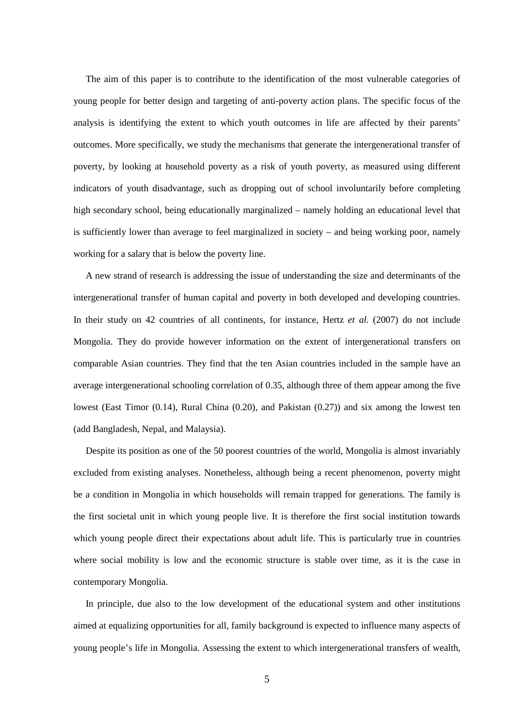The aim of this paper is to contribute to the identification of the most vulnerable categories of young people for better design and targeting of anti-poverty action plans. The specific focus of the analysis is identifying the extent to which youth outcomes in life are affected by their parents' outcomes. More specifically, we study the mechanisms that generate the intergenerational transfer of poverty, by looking at household poverty as a risk of youth poverty, as measured using different indicators of youth disadvantage, such as dropping out of school involuntarily before completing high secondary school, being educationally marginalized – namely holding an educational level that is sufficiently lower than average to feel marginalized in society – and being working poor, namely working for a salary that is below the poverty line.

A new strand of research is addressing the issue of understanding the size and determinants of the intergenerational transfer of human capital and poverty in both developed and developing countries. In their study on 42 countries of all continents, for instance, Hertz *et al.* (2007) do not include Mongolia. They do provide however information on the extent of intergenerational transfers on comparable Asian countries. They find that the ten Asian countries included in the sample have an average intergenerational schooling correlation of 0.35, although three of them appear among the five lowest (East Timor (0.14), Rural China (0.20), and Pakistan (0.27)) and six among the lowest ten (add Bangladesh, Nepal, and Malaysia).

Despite its position as one of the 50 poorest countries of the world, Mongolia is almost invariably excluded from existing analyses. Nonetheless, although being a recent phenomenon, poverty might be a condition in Mongolia in which households will remain trapped for generations. The family is the first societal unit in which young people live. It is therefore the first social institution towards which young people direct their expectations about adult life. This is particularly true in countries where social mobility is low and the economic structure is stable over time, as it is the case in contemporary Mongolia.

In principle, due also to the low development of the educational system and other institutions aimed at equalizing opportunities for all, family background is expected to influence many aspects of young people's life in Mongolia. Assessing the extent to which intergenerational transfers of wealth,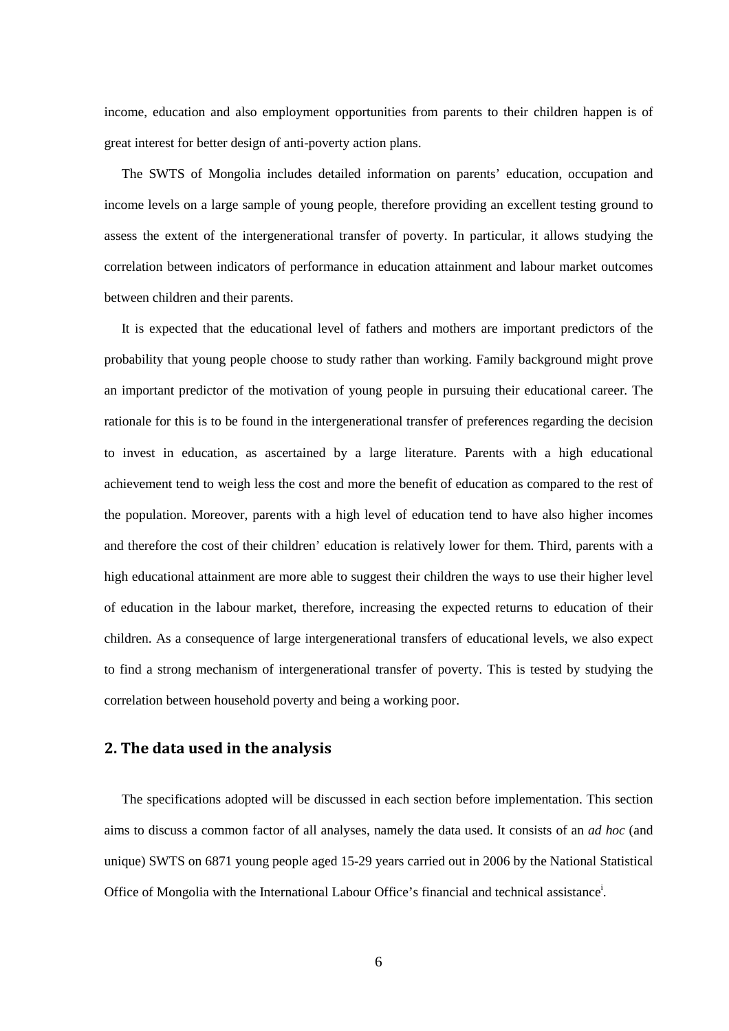income, education and also employment opportunities from parents to their children happen is of great interest for better design of anti-poverty action plans.

The SWTS of Mongolia includes detailed information on parents' education, occupation and income levels on a large sample of young people, therefore providing an excellent testing ground to assess the extent of the intergenerational transfer of poverty. In particular, it allows studying the correlation between indicators of performance in education attainment and labour market outcomes between children and their parents.

It is expected that the educational level of fathers and mothers are important predictors of the probability that young people choose to study rather than working. Family background might prove an important predictor of the motivation of young people in pursuing their educational career. The rationale for this is to be found in the intergenerational transfer of preferences regarding the decision to invest in education, as ascertained by a large literature. Parents with a high educational achievement tend to weigh less the cost and more the benefit of education as compared to the rest of the population. Moreover, parents with a high level of education tend to have also higher incomes and therefore the cost of their children' education is relatively lower for them. Third, parents with a high educational attainment are more able to suggest their children the ways to use their higher level of education in the labour market, therefore, increasing the expected returns to education of their children. As a consequence of large intergenerational transfers of educational levels, we also expect to find a strong mechanism of intergenerational transfer of poverty. This is tested by studying the correlation between household poverty and being a working poor.

## 2. The data used in the analysis

The specifications adopted will be discussed in each section before implementation. This section aims to discuss a common factor of all analyses, namely the data used. It consists of an *ad hoc* (and unique) SWTS on 6871 young people aged 15-29 years carried out in 2006 by the National Statistical Office of Mongolia with the International Labour Office's financial and technical assistance[i].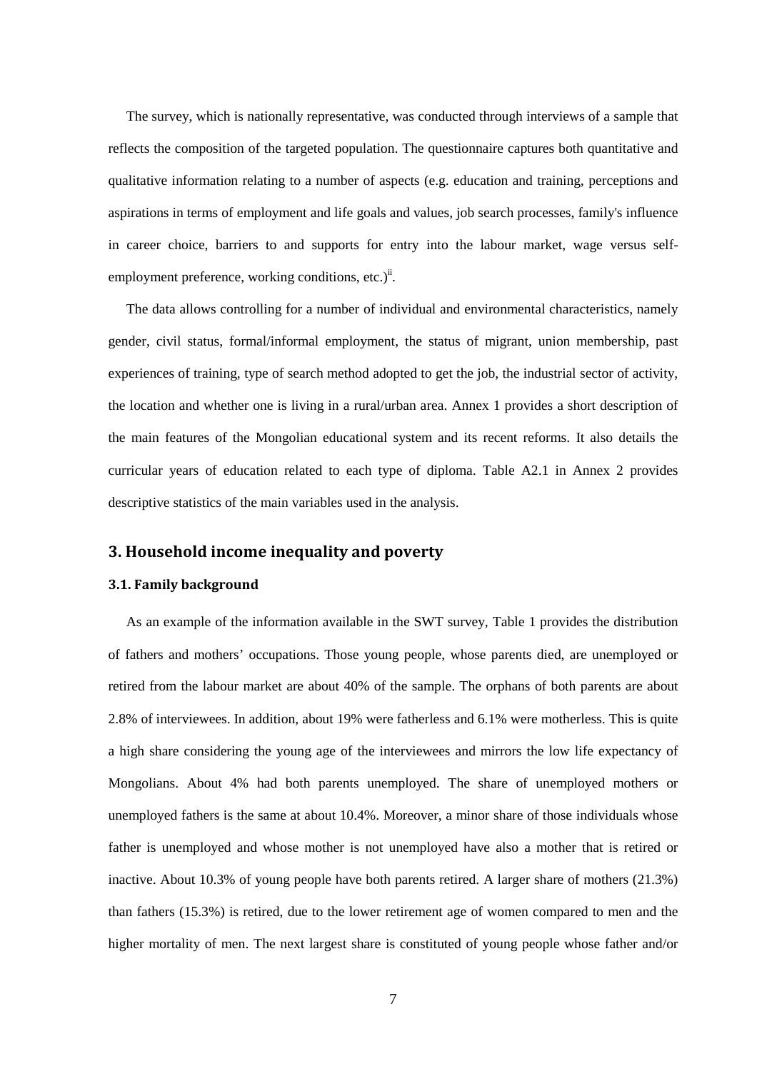The survey, which is nationally representative, was conducted through interviews of a sample that reflects the composition of the targeted population. The questionnaire captures both quantitative and qualitative information relating to a number of aspects (e.g. education and training, perceptions and aspirations in terms of employment and life goals and values, job search processes, family's influence in career choice, barriers to and supports for entry into the labour market, wage versus self-employment preference, working conditions, etc.)[ii].

The data allows controlling for a number of individual and environmental characteristics, namely gender, civil status, formal/informal employment, the status of migrant, union membership, past experiences of training, type of search method adopted to get the job, the industrial sector of activity, the location and whether one is living in a rural/urban area. Annex 1 provides a short description of the main features of the Mongolian educational system and its recent reforms. It also details the curricular years of education related to each type of diploma. Table A2.1 in Annex 2 provides descriptive statistics of the main variables used in the analysis.

## 3. Household income inequality and poverty

### 3.1. Family background

As an example of the information available in the SWT survey, Table 1 provides the distribution of fathers and mothers' occupations. Those young people, whose parents died, are unemployed or retired from the labour market are about 40% of the sample. The orphans of both parents are about 2.8% of interviewees. In addition, about 19% were fatherless and 6.1% were motherless. This is quite a high share considering the young age of the interviewees and mirrors the low life expectancy of Mongolians. About 4% had both parents unemployed. The share of unemployed mothers or unemployed fathers is the same at about 10.4%. Moreover, a minor share of those individuals whose father is unemployed and whose mother is not unemployed have also a mother that is retired or inactive. About 10.3% of young people have both parents retired. A larger share of mothers (21.3%) than fathers (15.3%) is retired, due to the lower retirement age of women compared to men and the higher mortality of men. The next largest share is constituted of young people whose father and/or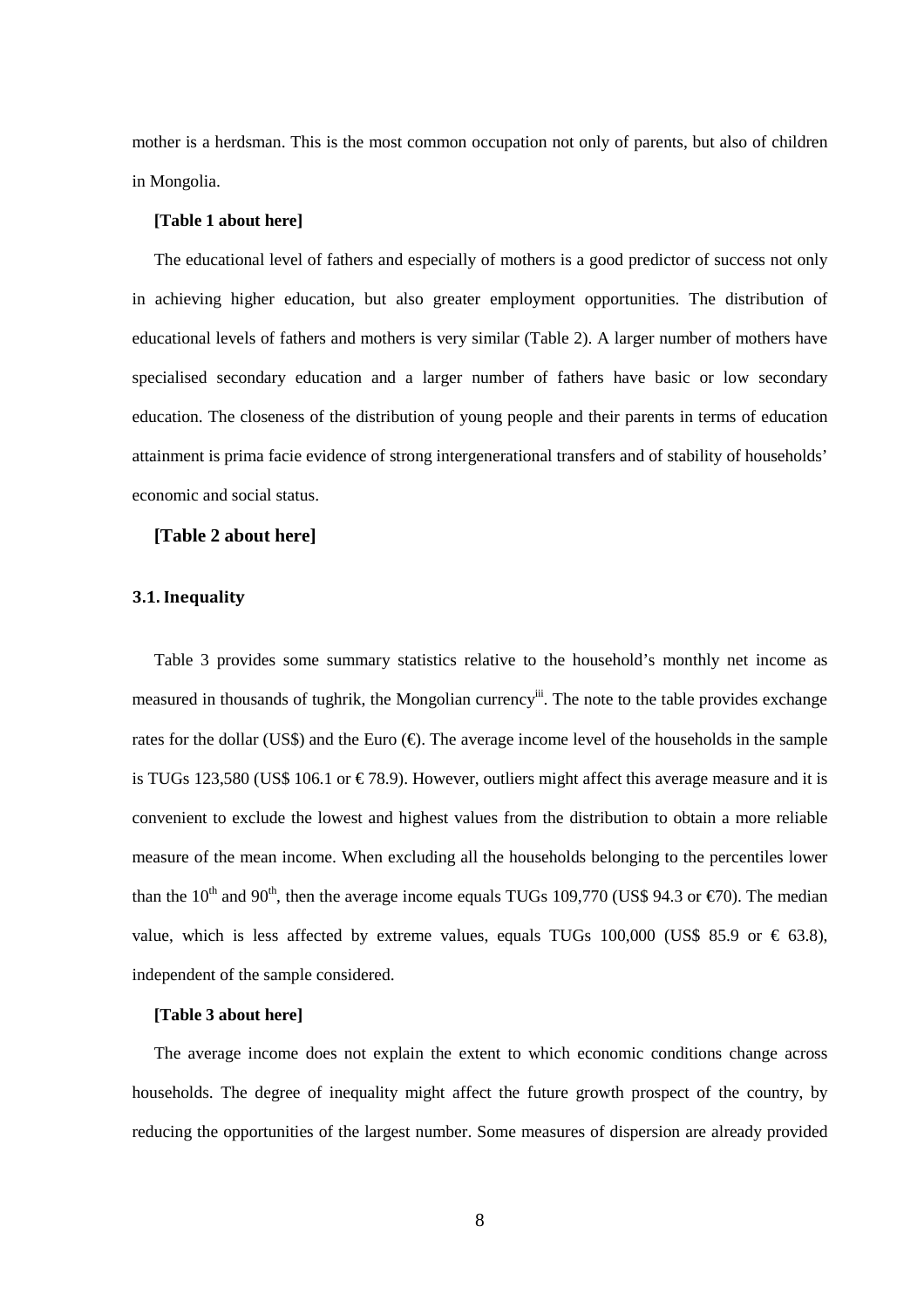mother is a herdsman. This is the most common occupation not only of parents, but also of children in Mongolia.

**[Table 1 about here]**

The educational level of fathers and especially of mothers is a good predictor of success not only in achieving higher education, but also greater employment opportunities. The distribution of educational levels of fathers and mothers is very similar (Table 2). A larger number of mothers have specialised secondary education and a larger number of fathers have basic or low secondary education. The closeness of the distribution of young people and their parents in terms of education attainment is prima facie evidence of strong intergenerational transfers and of stability of households' economic and social status.

**[Table 2 about here]**

### 3.1. Inequality

Table 3 provides some summary statistics relative to the household's monthly net income as measured in thousands of tughrik, the Mongolian currency[iii]. The note to the table provides exchange rates for the dollar (US$) and the Euro (€). The average income level of the households in the sample is TUGs 123,580 (US$ 106.1 or € 78.9). However, outliers might affect this average measure and it is convenient to exclude the lowest and highest values from the distribution to obtain a more reliable measure of the mean income. When excluding all the households belonging to the percentiles lower than the 10[th] and 90[th], then the average income equals TUGs 109,770 (US$ 94.3 or €70). The median value, which is less affected by extreme values, equals TUGs 100,000 (US$ 85.9 or € 63.8), independent of the sample considered.

**[Table 3 about here]**

The average income does not explain the extent to which economic conditions change across households. The degree of inequality might affect the future growth prospect of the country, by reducing the opportunities of the largest number. Some measures of dispersion are already provided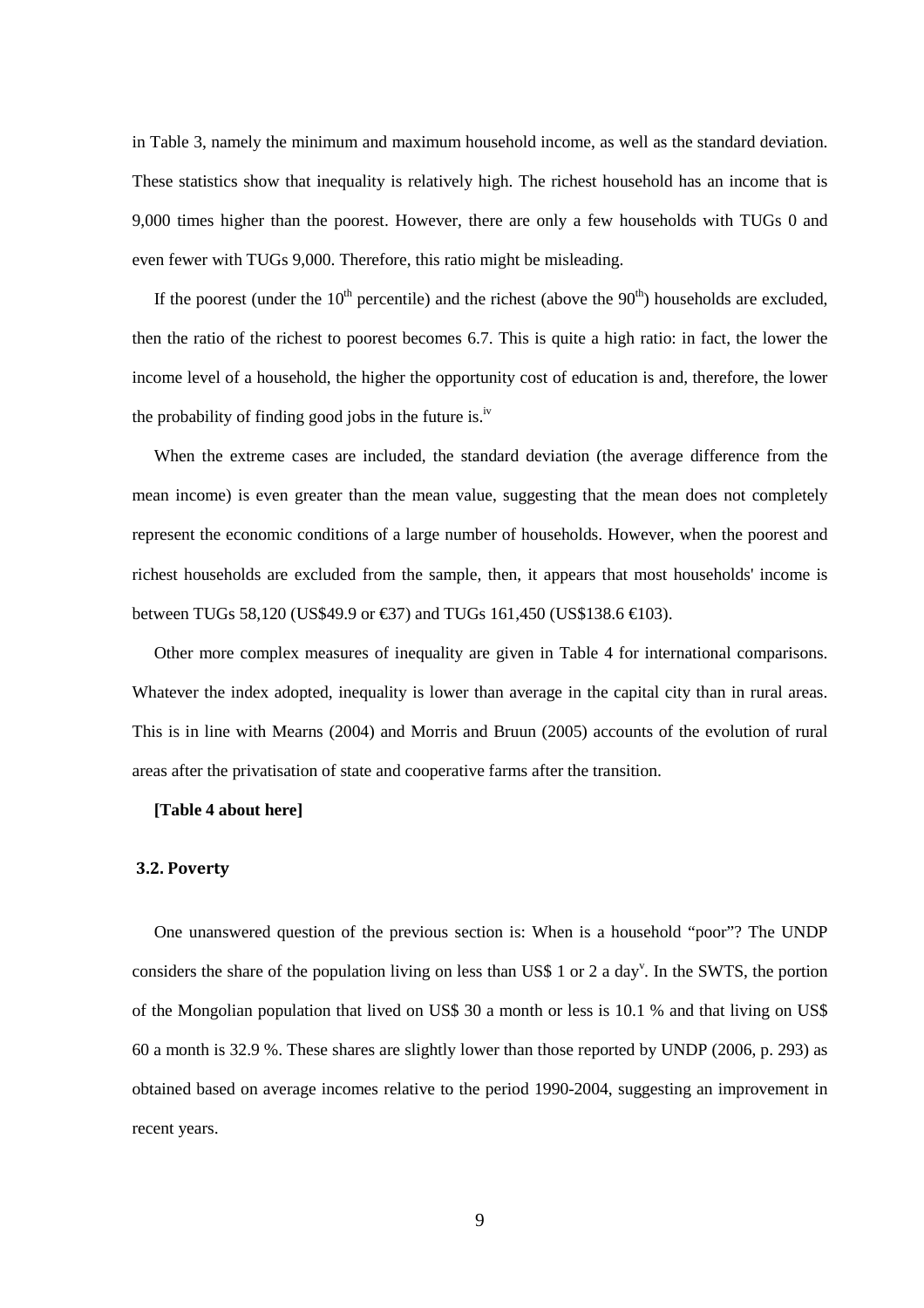in Table 3, namely the minimum and maximum household income, as well as the standard deviation. These statistics show that inequality is relatively high. The richest household has an income that is 9,000 times higher than the poorest. However, there are only a few households with TUGs 0 and even fewer with TUGs 9,000. Therefore, this ratio might be misleading.

If the poorest (under the 10th percentile) and the richest (above the 90th) households are excluded, then the ratio of the richest to poorest becomes 6.7. This is quite a high ratio: in fact, the lower the income level of a household, the higher the opportunity cost of education is and, therefore, the lower the probability of finding good jobs in the future is.[iv]

When the extreme cases are included, the standard deviation (the average difference from the mean income) is even greater than the mean value, suggesting that the mean does not completely represent the economic conditions of a large number of households. However, when the poorest and richest households are excluded from the sample, then, it appears that most households' income is between TUGs 58,120 (US$49.9 or €37) and TUGs 161,450 (US$138.6 €103).

Other more complex measures of inequality are given in Table 4 for international comparisons. Whatever the index adopted, inequality is lower than average in the capital city than in rural areas. This is in line with Mearns (2004) and Morris and Bruun (2005) accounts of the evolution of rural areas after the privatisation of state and cooperative farms after the transition.

**[Table 4 about here]**

### 3.2. Poverty

One unanswered question of the previous section is: When is a household "poor"? The UNDP considers the share of the population living on less than US$ 1 or 2 a day[v]. In the SWTS, the portion of the Mongolian population that lived on US$ 30 a month or less is 10.1 % and that living on US$ 60 a month is 32.9 %. These shares are slightly lower than those reported by UNDP (2006, p. 293) as obtained based on average incomes relative to the period 1990-2004, suggesting an improvement in recent years.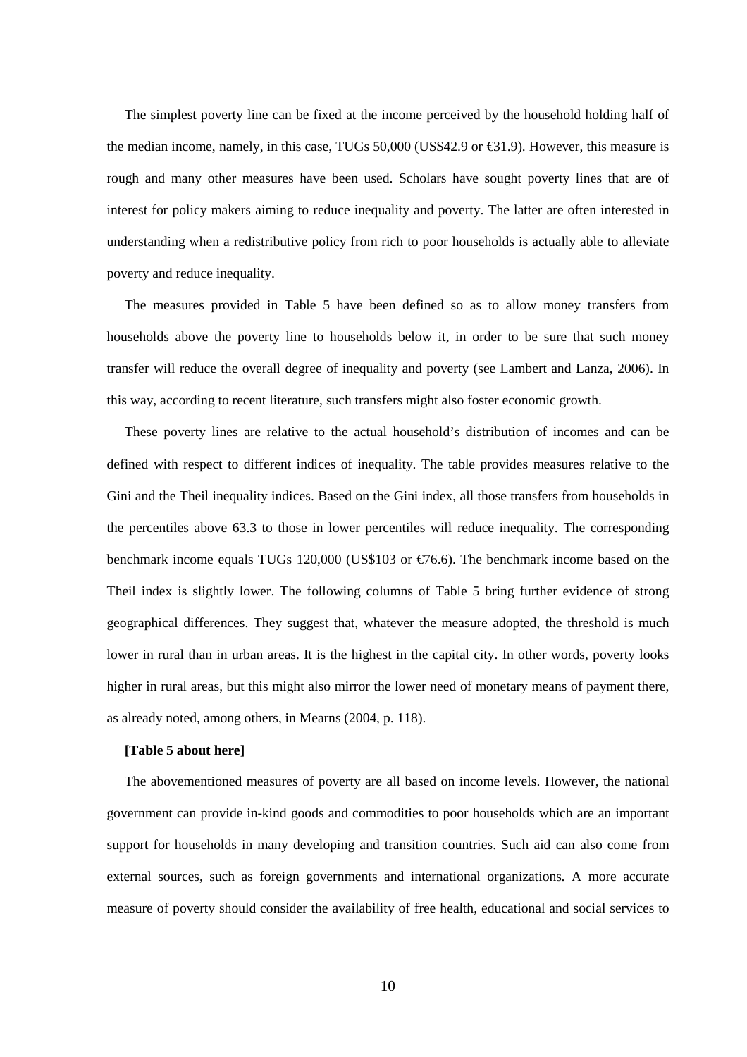The simplest poverty line can be fixed at the income perceived by the household holding half of the median income, namely, in this case, TUGs 50,000 (US$42.9 or €31.9). However, this measure is rough and many other measures have been used. Scholars have sought poverty lines that are of interest for policy makers aiming to reduce inequality and poverty. The latter are often interested in understanding when a redistributive policy from rich to poor households is actually able to alleviate poverty and reduce inequality.

The measures provided in Table 5 have been defined so as to allow money transfers from households above the poverty line to households below it, in order to be sure that such money transfer will reduce the overall degree of inequality and poverty (see Lambert and Lanza, 2006). In this way, according to recent literature, such transfers might also foster economic growth.

These poverty lines are relative to the actual household's distribution of incomes and can be defined with respect to different indices of inequality. The table provides measures relative to the Gini and the Theil inequality indices. Based on the Gini index, all those transfers from households in the percentiles above 63.3 to those in lower percentiles will reduce inequality. The corresponding benchmark income equals TUGs 120,000 (US$103 or €76.6). The benchmark income based on the Theil index is slightly lower. The following columns of Table 5 bring further evidence of strong geographical differences. They suggest that, whatever the measure adopted, the threshold is much lower in rural than in urban areas. It is the highest in the capital city. In other words, poverty looks higher in rural areas, but this might also mirror the lower need of monetary means of payment there, as already noted, among others, in Mearns (2004, p. 118).

**[Table 5 about here]**

The abovementioned measures of poverty are all based on income levels. However, the national government can provide in-kind goods and commodities to poor households which are an important support for households in many developing and transition countries. Such aid can also come from external sources, such as foreign governments and international organizations. A more accurate measure of poverty should consider the availability of free health, educational and social services to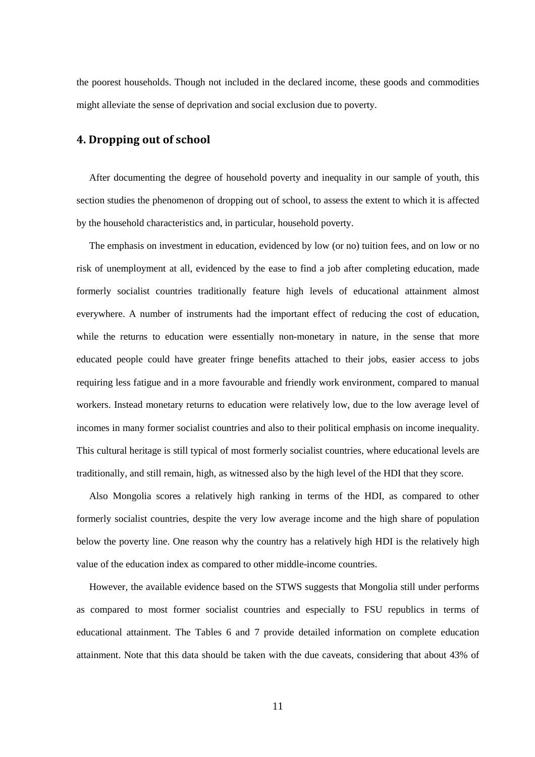the poorest households. Though not included in the declared income, these goods and commodities might alleviate the sense of deprivation and social exclusion due to poverty.

## 4. Dropping out of school

After documenting the degree of household poverty and inequality in our sample of youth, this section studies the phenomenon of dropping out of school, to assess the extent to which it is affected by the household characteristics and, in particular, household poverty.

The emphasis on investment in education, evidenced by low (or no) tuition fees, and on low or no risk of unemployment at all, evidenced by the ease to find a job after completing education, made formerly socialist countries traditionally feature high levels of educational attainment almost everywhere. A number of instruments had the important effect of reducing the cost of education, while the returns to education were essentially non-monetary in nature, in the sense that more educated people could have greater fringe benefits attached to their jobs, easier access to jobs requiring less fatigue and in a more favourable and friendly work environment, compared to manual workers. Instead monetary returns to education were relatively low, due to the low average level of incomes in many former socialist countries and also to their political emphasis on income inequality. This cultural heritage is still typical of most formerly socialist countries, where educational levels are traditionally, and still remain, high, as witnessed also by the high level of the HDI that they score.

Also Mongolia scores a relatively high ranking in terms of the HDI, as compared to other formerly socialist countries, despite the very low average income and the high share of population below the poverty line. One reason why the country has a relatively high HDI is the relatively high value of the education index as compared to other middle-income countries.

However, the available evidence based on the STWS suggests that Mongolia still under performs as compared to most former socialist countries and especially to FSU republics in terms of educational attainment. The Tables 6 and 7 provide detailed information on complete education attainment. Note that this data should be taken with the due caveats, considering that about 43% of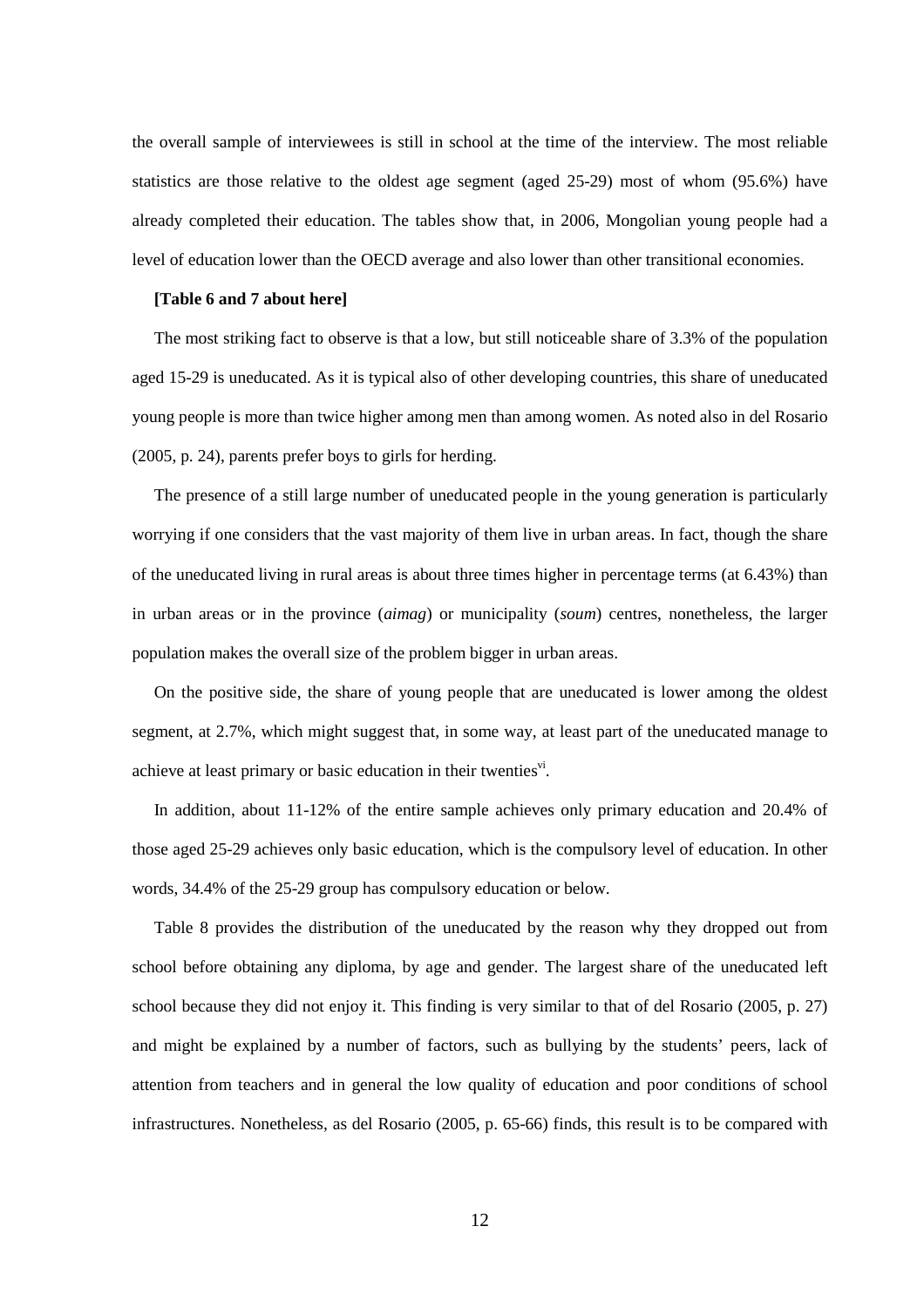the overall sample of interviewees is still in school at the time of the interview. The most reliable statistics are those relative to the oldest age segment (aged 25-29) most of whom (95.6%) have already completed their education. The tables show that, in 2006, Mongolian young people had a level of education lower than the OECD average and also lower than other transitional economies.

**[Table 6 and 7 about here]**

The most striking fact to observe is that a low, but still noticeable share of 3.3% of the population aged 15-29 is uneducated. As it is typical also of other developing countries, this share of uneducated young people is more than twice higher among men than among women. As noted also in del Rosario (2005, p. 24), parents prefer boys to girls for herding.

The presence of a still large number of uneducated people in the young generation is particularly worrying if one considers that the vast majority of them live in urban areas. In fact, though the share of the uneducated living in rural areas is about three times higher in percentage terms (at 6.43%) than in urban areas or in the province (*aimag*) or municipality (*soum*) centres, nonetheless, the larger population makes the overall size of the problem bigger in urban areas.

On the positive side, the share of young people that are uneducated is lower among the oldest segment, at 2.7%, which might suggest that, in some way, at least part of the uneducated manage to achieve at least primary or basic education in their twenties[vi].

In addition, about 11-12% of the entire sample achieves only primary education and 20.4% of those aged 25-29 achieves only basic education, which is the compulsory level of education. In other words, 34.4% of the 25-29 group has compulsory education or below.

Table 8 provides the distribution of the uneducated by the reason why they dropped out from school before obtaining any diploma, by age and gender. The largest share of the uneducated left school because they did not enjoy it. This finding is very similar to that of del Rosario (2005, p. 27) and might be explained by a number of factors, such as bullying by the students' peers, lack of attention from teachers and in general the low quality of education and poor conditions of school infrastructures. Nonetheless, as del Rosario (2005, p. 65-66) finds, this result is to be compared with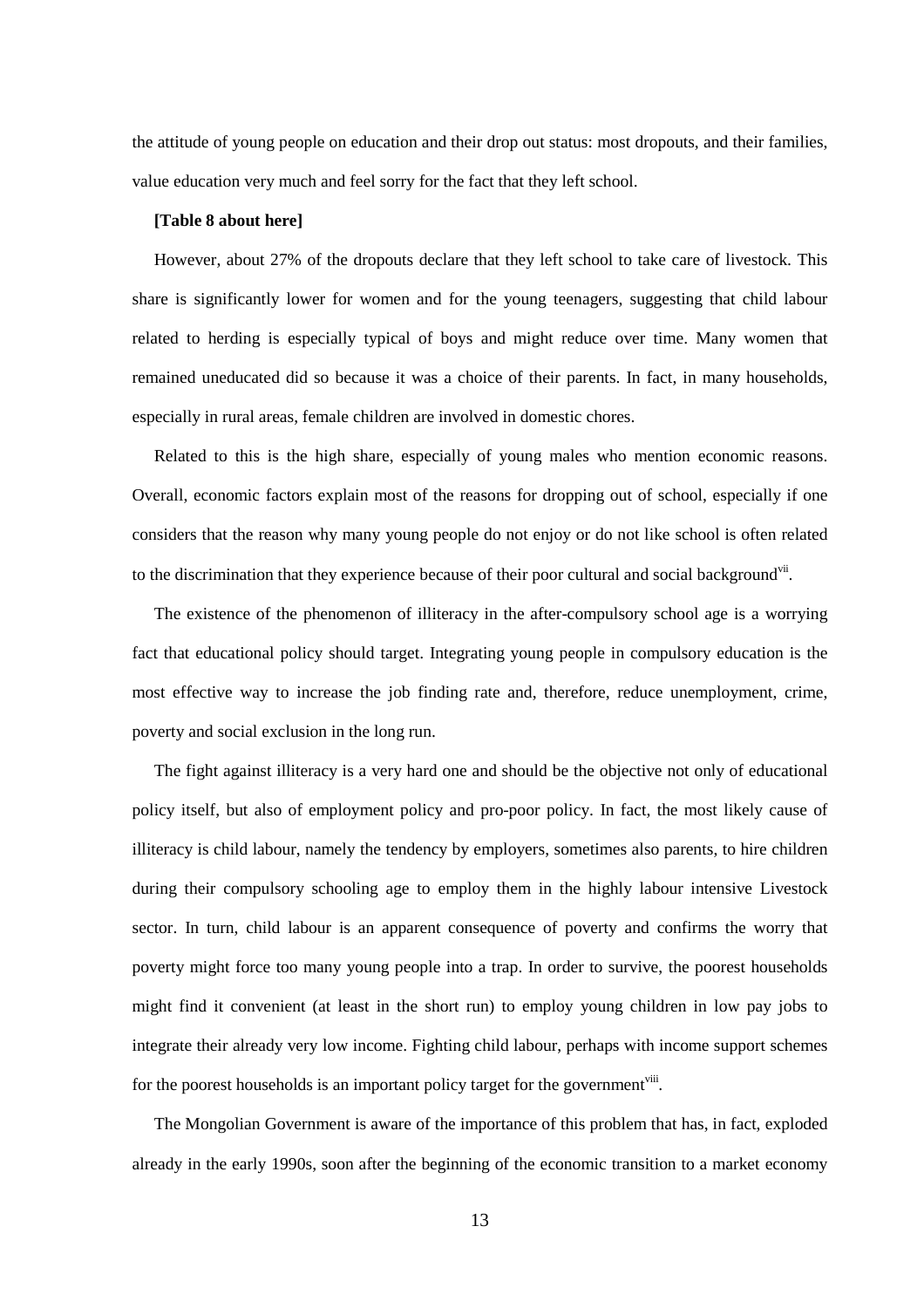the attitude of young people on education and their drop out status: most dropouts, and their families, value education very much and feel sorry for the fact that they left school.

**[Table 8 about here]**

However, about 27% of the dropouts declare that they left school to take care of livestock. This share is significantly lower for women and for the young teenagers, suggesting that child labour related to herding is especially typical of boys and might reduce over time. Many women that remained uneducated did so because it was a choice of their parents. In fact, in many households, especially in rural areas, female children are involved in domestic chores.

Related to this is the high share, especially of young males who mention economic reasons. Overall, economic factors explain most of the reasons for dropping out of school, especially if one considers that the reason why many young people do not enjoy or do not like school is often related to the discrimination that they experience because of their poor cultural and social background[vii].

The existence of the phenomenon of illiteracy in the after-compulsory school age is a worrying fact that educational policy should target. Integrating young people in compulsory education is the most effective way to increase the job finding rate and, therefore, reduce unemployment, crime, poverty and social exclusion in the long run.

The fight against illiteracy is a very hard one and should be the objective not only of educational policy itself, but also of employment policy and pro-poor policy. In fact, the most likely cause of illiteracy is child labour, namely the tendency by employers, sometimes also parents, to hire children during their compulsory schooling age to employ them in the highly labour intensive Livestock sector. In turn, child labour is an apparent consequence of poverty and confirms the worry that poverty might force too many young people into a trap. In order to survive, the poorest households might find it convenient (at least in the short run) to employ young children in low pay jobs to integrate their already very low income. Fighting child labour, perhaps with income support schemes for the poorest households is an important policy target for the government[viii].

The Mongolian Government is aware of the importance of this problem that has, in fact, exploded already in the early 1990s, soon after the beginning of the economic transition to a market economy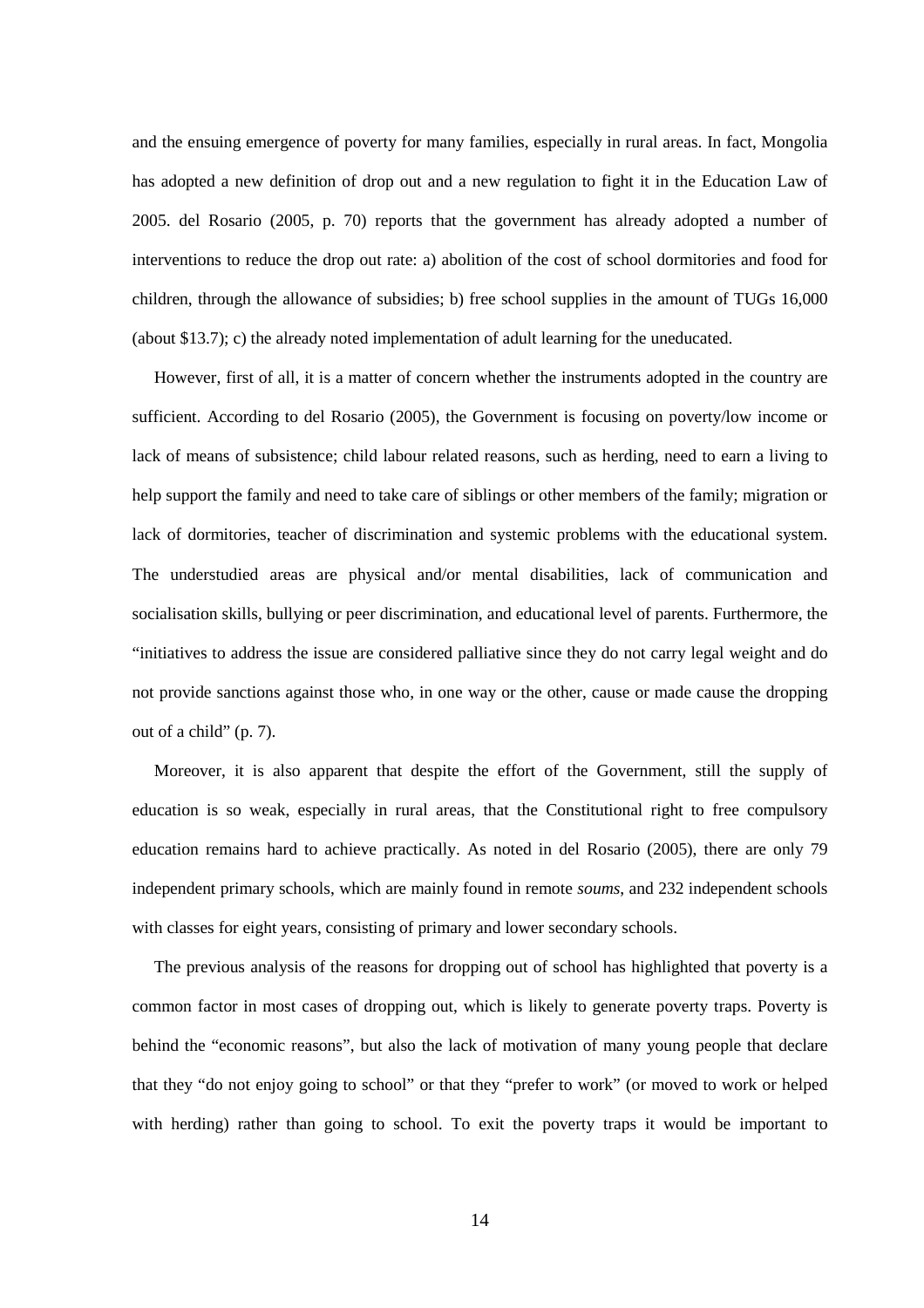and the ensuing emergence of poverty for many families, especially in rural areas. In fact, Mongolia has adopted a new definition of drop out and a new regulation to fight it in the Education Law of 2005. del Rosario (2005, p. 70) reports that the government has already adopted a number of interventions to reduce the drop out rate: a) abolition of the cost of school dormitories and food for children, through the allowance of subsidies; b) free school supplies in the amount of TUGs 16,000 (about $13.7); c) the already noted implementation of adult learning for the uneducated.

However, first of all, it is a matter of concern whether the instruments adopted in the country are sufficient. According to del Rosario (2005), the Government is focusing on poverty/low income or lack of means of subsistence; child labour related reasons, such as herding, need to earn a living to help support the family and need to take care of siblings or other members of the family; migration or lack of dormitories, teacher of discrimination and systemic problems with the educational system. The understudied areas are physical and/or mental disabilities, lack of communication and socialisation skills, bullying or peer discrimination, and educational level of parents. Furthermore, the "initiatives to address the issue are considered palliative since they do not carry legal weight and do not provide sanctions against those who, in one way or the other, cause or made cause the dropping out of a child" (p. 7).

Moreover, it is also apparent that despite the effort of the Government, still the supply of education is so weak, especially in rural areas, that the Constitutional right to free compulsory education remains hard to achieve practically. As noted in del Rosario (2005), there are only 79 independent primary schools, which are mainly found in remote *soums*, and 232 independent schools with classes for eight years, consisting of primary and lower secondary schools.

The previous analysis of the reasons for dropping out of school has highlighted that poverty is a common factor in most cases of dropping out, which is likely to generate poverty traps. Poverty is behind the "economic reasons", but also the lack of motivation of many young people that declare that they "do not enjoy going to school" or that they "prefer to work" (or moved to work or helped with herding) rather than going to school. To exit the poverty traps it would be important to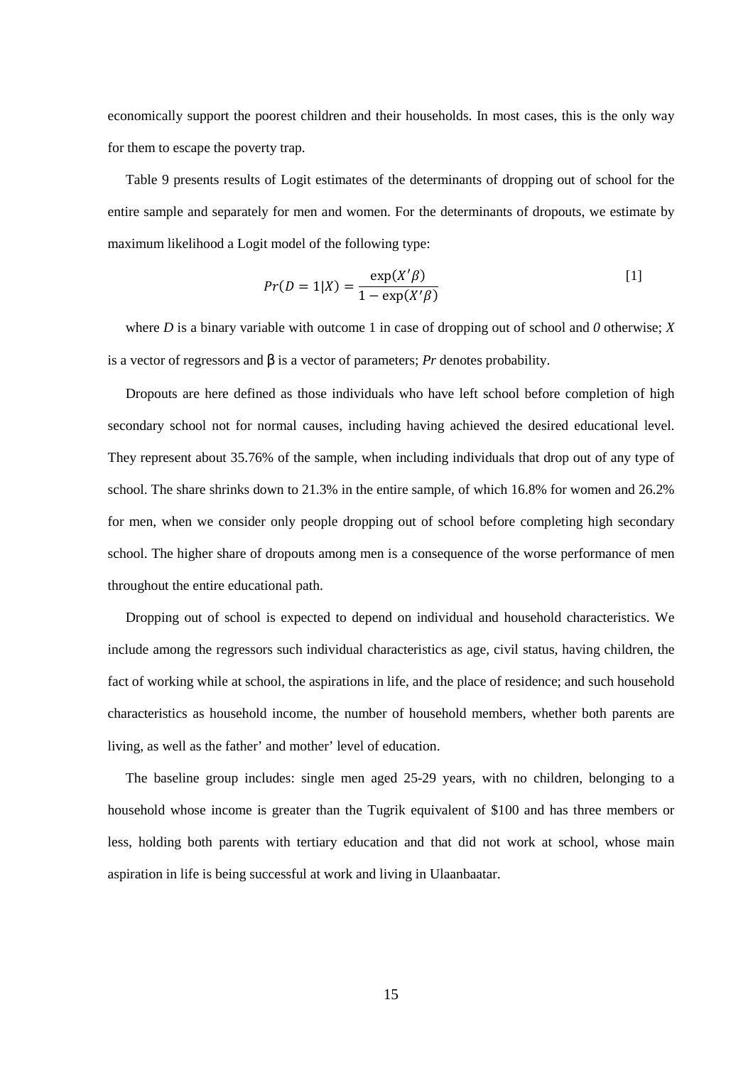economically support the poorest children and their households. In most cases, this is the only way for them to escape the poverty trap.

Table 9 presents results of Logit estimates of the determinants of dropping out of school for the entire sample and separately for men and women. For the determinants of dropouts, we estimate by maximum likelihood a Logit model of the following type:

$$Pr(D = 1|X) = \frac{\exp(X'\beta)}{1 - \exp(X'\beta)} \qquad [1]$$

where *D* is a binary variable with outcome 1 in case of dropping out of school and *0* otherwise; *X* is a vector of regressors and β is a vector of parameters; *Pr* denotes probability.

Dropouts are here defined as those individuals who have left school before completion of high secondary school not for normal causes, including having achieved the desired educational level. They represent about 35.76% of the sample, when including individuals that drop out of any type of school. The share shrinks down to 21.3% in the entire sample, of which 16.8% for women and 26.2% for men, when we consider only people dropping out of school before completing high secondary school. The higher share of dropouts among men is a consequence of the worse performance of men throughout the entire educational path.

Dropping out of school is expected to depend on individual and household characteristics. We include among the regressors such individual characteristics as age, civil status, having children, the fact of working while at school, the aspirations in life, and the place of residence; and such household characteristics as household income, the number of household members, whether both parents are living, as well as the father' and mother' level of education.

The baseline group includes: single men aged 25-29 years, with no children, belonging to a household whose income is greater than the Tugrik equivalent of $100 and has three members or less, holding both parents with tertiary education and that did not work at school, whose main aspiration in life is being successful at work and living in Ulaanbaatar.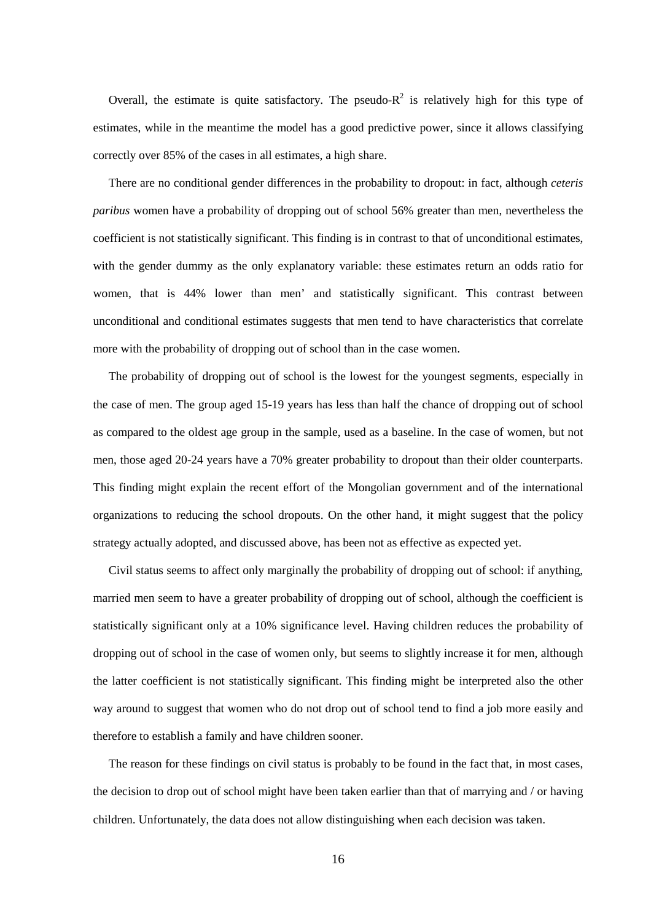Overall, the estimate is quite satisfactory. The pseudo-$R^2$ is relatively high for this type of estimates, while in the meantime the model has a good predictive power, since it allows classifying correctly over 85% of the cases in all estimates, a high share.

There are no conditional gender differences in the probability to dropout: in fact, although *ceteris paribus* women have a probability of dropping out of school 56% greater than men, nevertheless the coefficient is not statistically significant. This finding is in contrast to that of unconditional estimates, with the gender dummy as the only explanatory variable: these estimates return an odds ratio for women, that is 44% lower than men' and statistically significant. This contrast between unconditional and conditional estimates suggests that men tend to have characteristics that correlate more with the probability of dropping out of school than in the case women.

The probability of dropping out of school is the lowest for the youngest segments, especially in the case of men. The group aged 15-19 years has less than half the chance of dropping out of school as compared to the oldest age group in the sample, used as a baseline. In the case of women, but not men, those aged 20-24 years have a 70% greater probability to dropout than their older counterparts. This finding might explain the recent effort of the Mongolian government and of the international organizations to reducing the school dropouts. On the other hand, it might suggest that the policy strategy actually adopted, and discussed above, has been not as effective as expected yet.

Civil status seems to affect only marginally the probability of dropping out of school: if anything, married men seem to have a greater probability of dropping out of school, although the coefficient is statistically significant only at a 10% significance level. Having children reduces the probability of dropping out of school in the case of women only, but seems to slightly increase it for men, although the latter coefficient is not statistically significant. This finding might be interpreted also the other way around to suggest that women who do not drop out of school tend to find a job more easily and therefore to establish a family and have children sooner.

The reason for these findings on civil status is probably to be found in the fact that, in most cases, the decision to drop out of school might have been taken earlier than that of marrying and / or having children. Unfortunately, the data does not allow distinguishing when each decision was taken.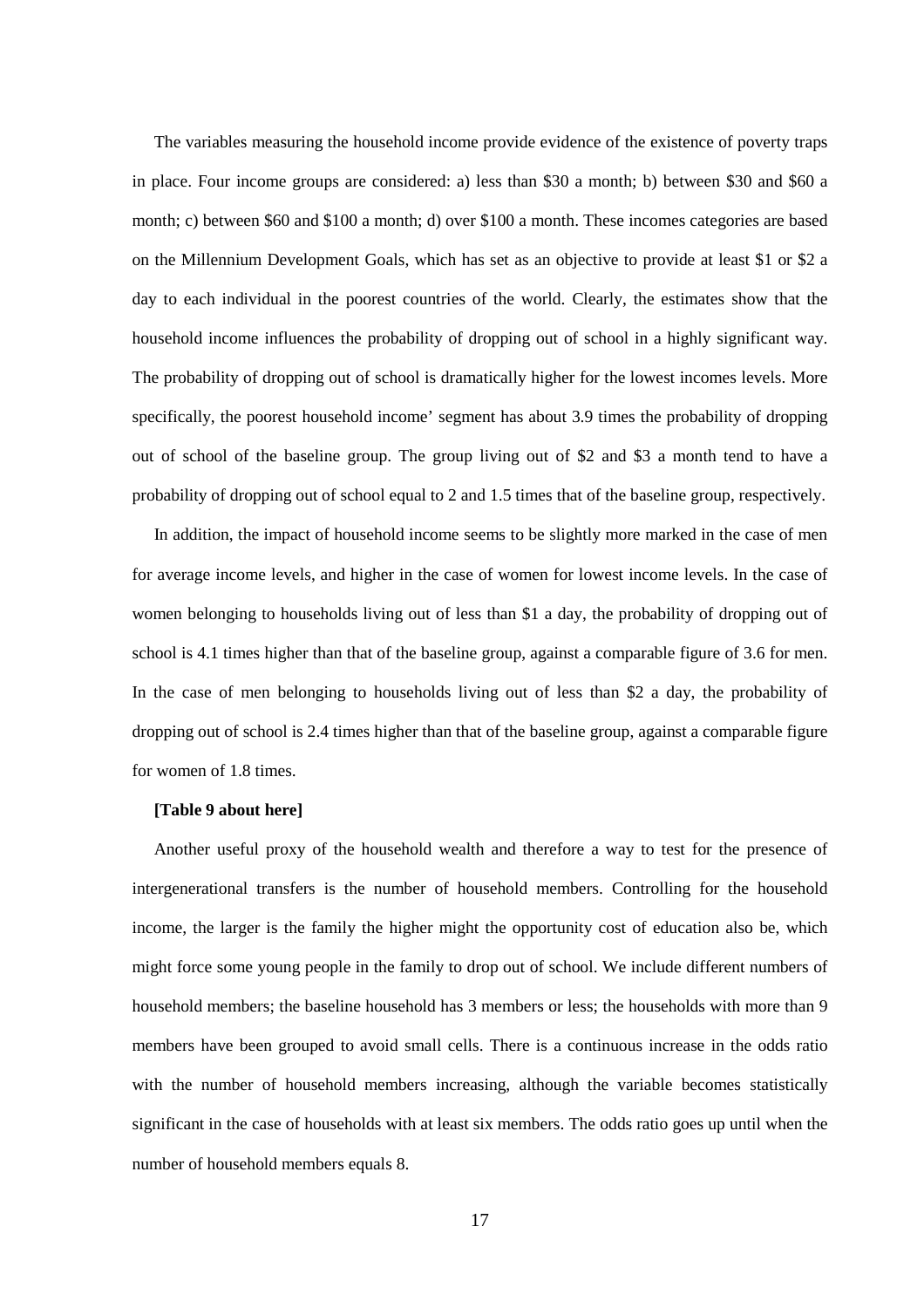The variables measuring the household income provide evidence of the existence of poverty traps in place. Four income groups are considered: a) less than \$30 a month; b) between \$30 and \$60 a month; c) between \$60 and \$100 a month; d) over \$100 a month. These incomes categories are based on the Millennium Development Goals, which has set as an objective to provide at least \$1 or \$2 a day to each individual in the poorest countries of the world. Clearly, the estimates show that the household income influences the probability of dropping out of school in a highly significant way. The probability of dropping out of school is dramatically higher for the lowest incomes levels. More specifically, the poorest household income' segment has about 3.9 times the probability of dropping out of school of the baseline group. The group living out of \$2 and \$3 a month tend to have a probability of dropping out of school equal to 2 and 1.5 times that of the baseline group, respectively.

In addition, the impact of household income seems to be slightly more marked in the case of men for average income levels, and higher in the case of women for lowest income levels. In the case of women belonging to households living out of less than \$1 a day, the probability of dropping out of school is 4.1 times higher than that of the baseline group, against a comparable figure of 3.6 for men. In the case of men belonging to households living out of less than \$2 a day, the probability of dropping out of school is 2.4 times higher than that of the baseline group, against a comparable figure for women of 1.8 times.

**[Table 9 about here]**

Another useful proxy of the household wealth and therefore a way to test for the presence of intergenerational transfers is the number of household members. Controlling for the household income, the larger is the family the higher might the opportunity cost of education also be, which might force some young people in the family to drop out of school. We include different numbers of household members; the baseline household has 3 members or less; the households with more than 9 members have been grouped to avoid small cells. There is a continuous increase in the odds ratio with the number of household members increasing, although the variable becomes statistically significant in the case of households with at least six members. The odds ratio goes up until when the number of household members equals 8.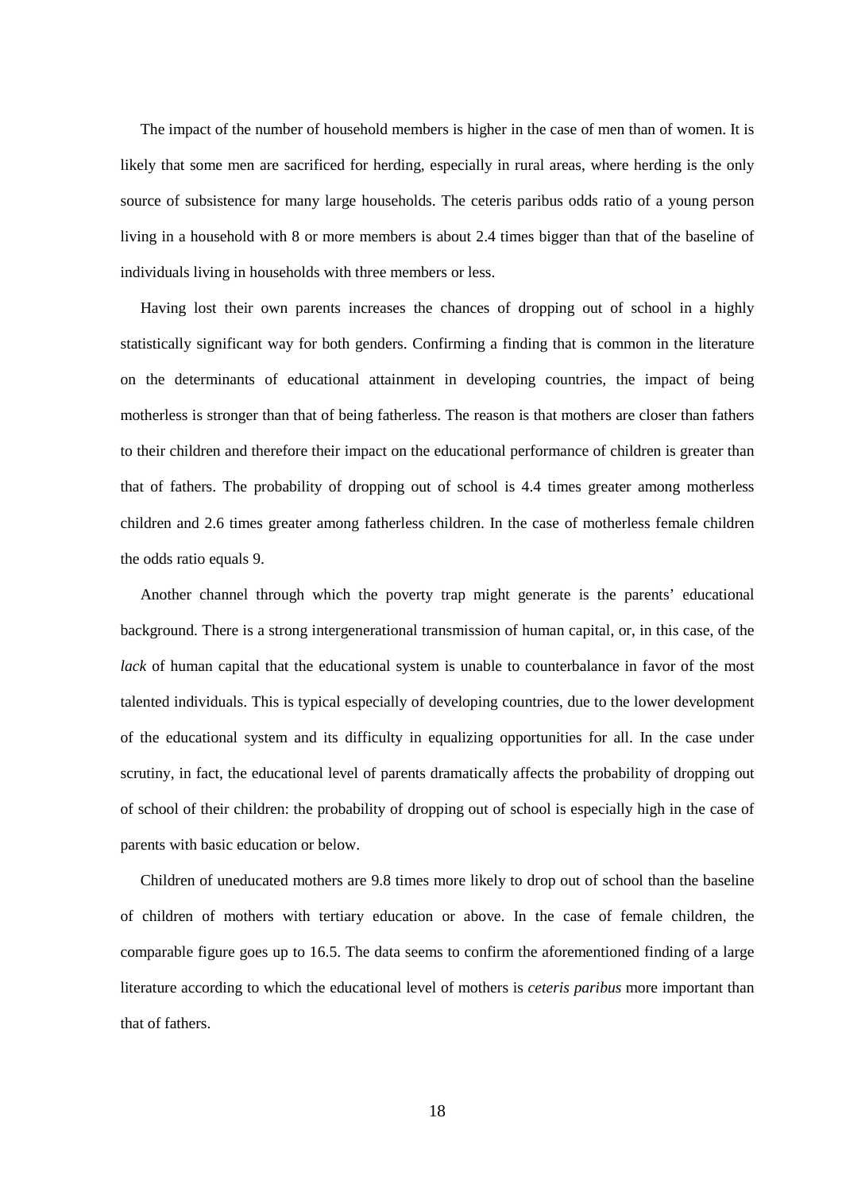The impact of the number of household members is higher in the case of men than of women. It is likely that some men are sacrificed for herding, especially in rural areas, where herding is the only source of subsistence for many large households. The ceteris paribus odds ratio of a young person living in a household with 8 or more members is about 2.4 times bigger than that of the baseline of individuals living in households with three members or less.

Having lost their own parents increases the chances of dropping out of school in a highly statistically significant way for both genders. Confirming a finding that is common in the literature on the determinants of educational attainment in developing countries, the impact of being motherless is stronger than that of being fatherless. The reason is that mothers are closer than fathers to their children and therefore their impact on the educational performance of children is greater than that of fathers. The probability of dropping out of school is 4.4 times greater among motherless children and 2.6 times greater among fatherless children. In the case of motherless female children the odds ratio equals 9.

Another channel through which the poverty trap might generate is the parents' educational background. There is a strong intergenerational transmission of human capital, or, in this case, of the *lack* of human capital that the educational system is unable to counterbalance in favor of the most talented individuals. This is typical especially of developing countries, due to the lower development of the educational system and its difficulty in equalizing opportunities for all. In the case under scrutiny, in fact, the educational level of parents dramatically affects the probability of dropping out of school of their children: the probability of dropping out of school is especially high in the case of parents with basic education or below.

Children of uneducated mothers are 9.8 times more likely to drop out of school than the baseline of children of mothers with tertiary education or above. In the case of female children, the comparable figure goes up to 16.5. The data seems to confirm the aforementioned finding of a large literature according to which the educational level of mothers is *ceteris paribus* more important than that of fathers.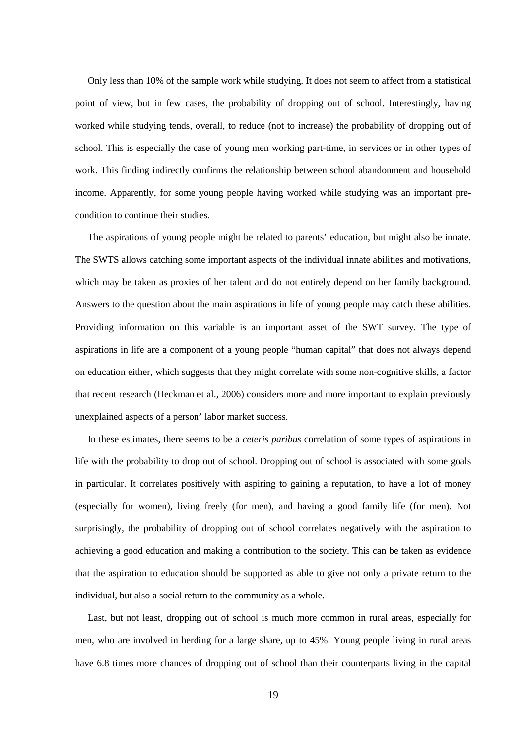Only less than 10% of the sample work while studying. It does not seem to affect from a statistical point of view, but in few cases, the probability of dropping out of school. Interestingly, having worked while studying tends, overall, to reduce (not to increase) the probability of dropping out of school. This is especially the case of young men working part-time, in services or in other types of work. This finding indirectly confirms the relationship between school abandonment and household income. Apparently, for some young people having worked while studying was an important pre-condition to continue their studies.

The aspirations of young people might be related to parents' education, but might also be innate. The SWTS allows catching some important aspects of the individual innate abilities and motivations, which may be taken as proxies of her talent and do not entirely depend on her family background. Answers to the question about the main aspirations in life of young people may catch these abilities. Providing information on this variable is an important asset of the SWT survey. The type of aspirations in life are a component of a young people "human capital" that does not always depend on education either, which suggests that they might correlate with some non-cognitive skills, a factor that recent research (Heckman et al., 2006) considers more and more important to explain previously unexplained aspects of a person' labor market success.

In these estimates, there seems to be a *ceteris paribus* correlation of some types of aspirations in life with the probability to drop out of school. Dropping out of school is associated with some goals in particular. It correlates positively with aspiring to gaining a reputation, to have a lot of money (especially for women), living freely (for men), and having a good family life (for men). Not surprisingly, the probability of dropping out of school correlates negatively with the aspiration to achieving a good education and making a contribution to the society. This can be taken as evidence that the aspiration to education should be supported as able to give not only a private return to the individual, but also a social return to the community as a whole.

Last, but not least, dropping out of school is much more common in rural areas, especially for men, who are involved in herding for a large share, up to 45%. Young people living in rural areas have 6.8 times more chances of dropping out of school than their counterparts living in the capital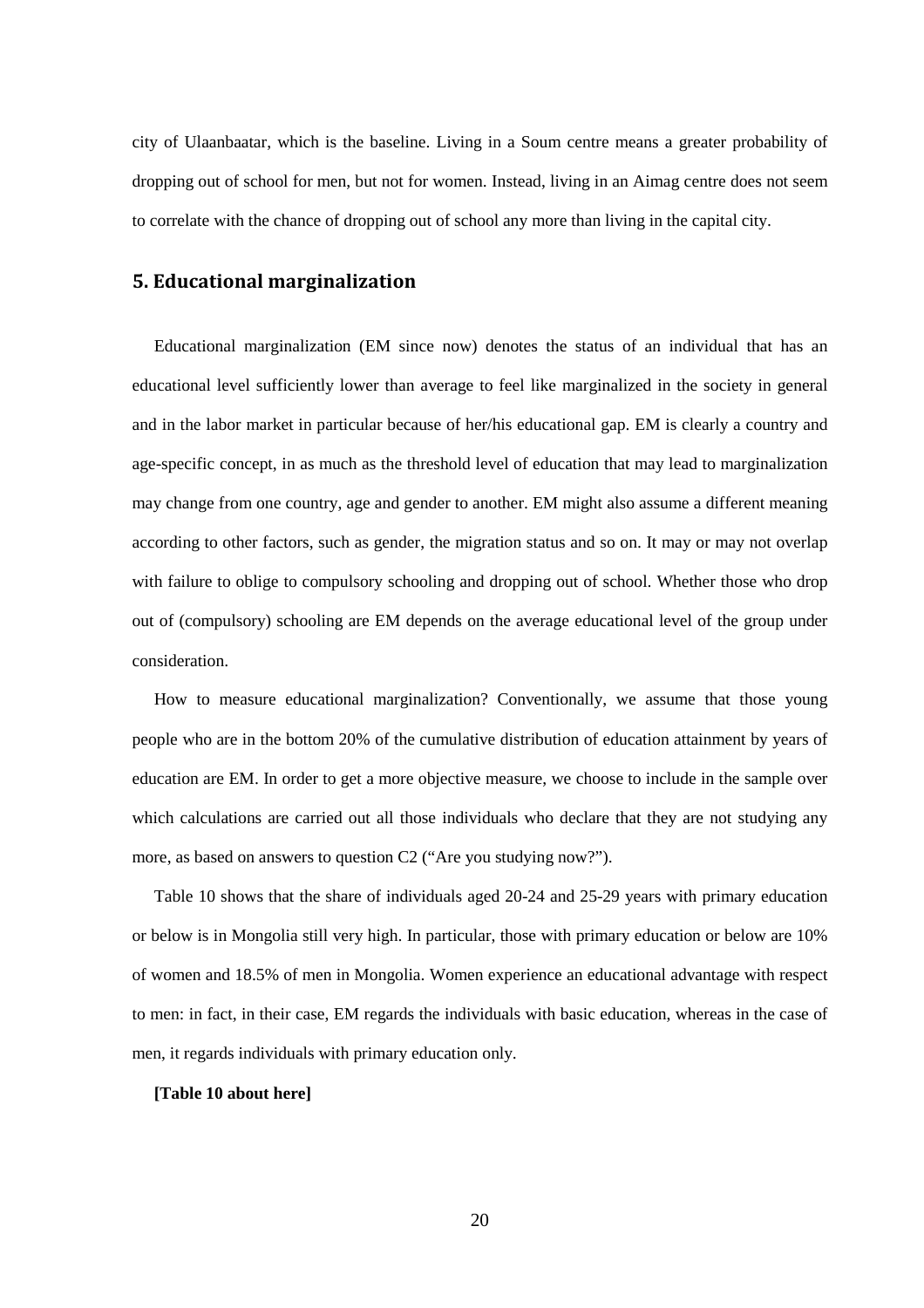city of Ulaanbaatar, which is the baseline. Living in a Soum centre means a greater probability of dropping out of school for men, but not for women. Instead, living in an Aimag centre does not seem to correlate with the chance of dropping out of school any more than living in the capital city.

## 5. Educational marginalization

Educational marginalization (EM since now) denotes the status of an individual that has an educational level sufficiently lower than average to feel like marginalized in the society in general and in the labor market in particular because of her/his educational gap. EM is clearly a country and age-specific concept, in as much as the threshold level of education that may lead to marginalization may change from one country, age and gender to another. EM might also assume a different meaning according to other factors, such as gender, the migration status and so on. It may or may not overlap with failure to oblige to compulsory schooling and dropping out of school. Whether those who drop out of (compulsory) schooling are EM depends on the average educational level of the group under consideration.

How to measure educational marginalization? Conventionally, we assume that those young people who are in the bottom 20% of the cumulative distribution of education attainment by years of education are EM. In order to get a more objective measure, we choose to include in the sample over which calculations are carried out all those individuals who declare that they are not studying any more, as based on answers to question C2 ("Are you studying now?").

Table 10 shows that the share of individuals aged 20-24 and 25-29 years with primary education or below is in Mongolia still very high. In particular, those with primary education or below are 10% of women and 18.5% of men in Mongolia. Women experience an educational advantage with respect to men: in fact, in their case, EM regards the individuals with basic education, whereas in the case of men, it regards individuals with primary education only.

**[Table 10 about here]**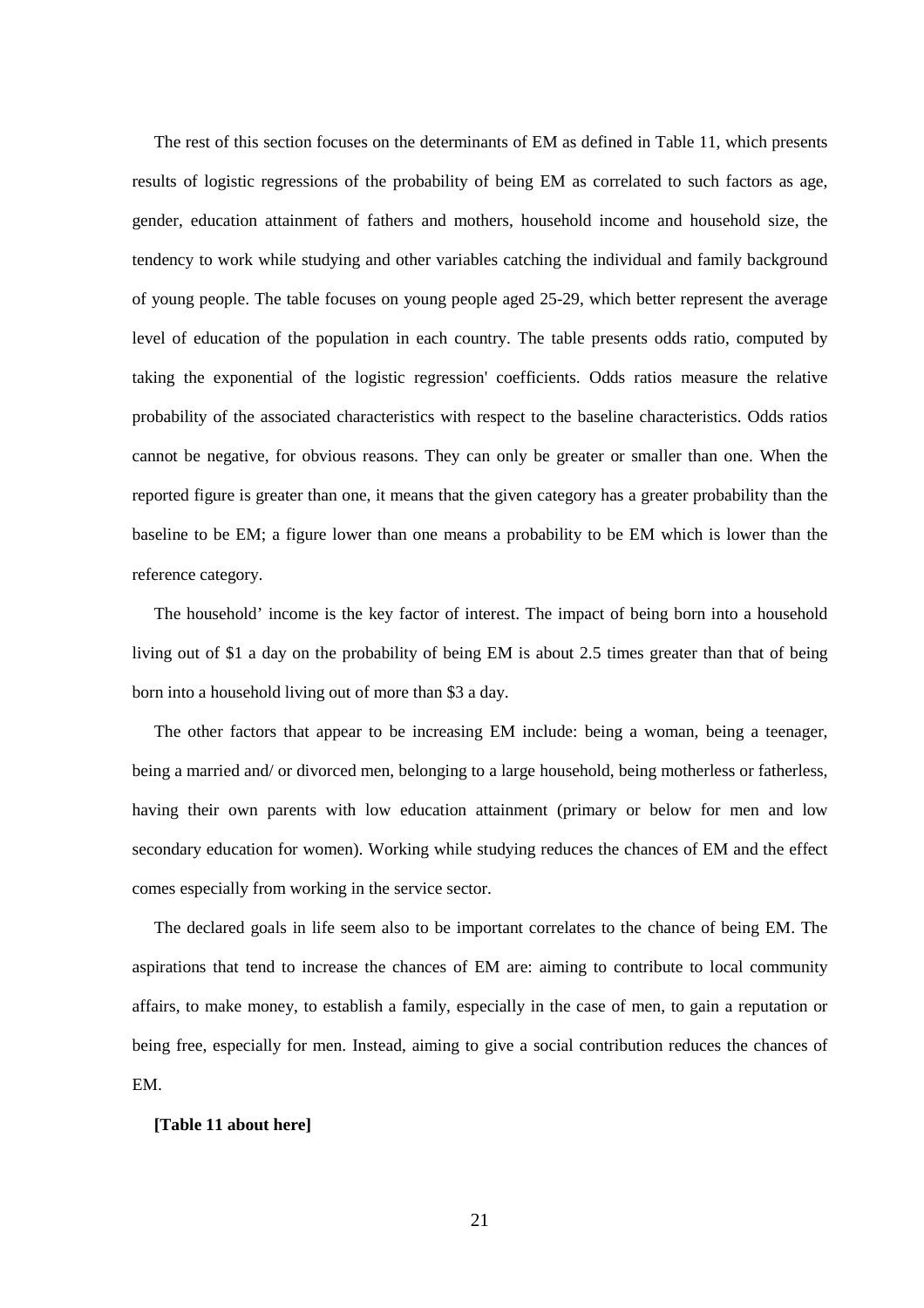The rest of this section focuses on the determinants of EM as defined in Table 11, which presents results of logistic regressions of the probability of being EM as correlated to such factors as age, gender, education attainment of fathers and mothers, household income and household size, the tendency to work while studying and other variables catching the individual and family background of young people. The table focuses on young people aged 25-29, which better represent the average level of education of the population in each country. The table presents odds ratio, computed by taking the exponential of the logistic regression' coefficients. Odds ratios measure the relative probability of the associated characteristics with respect to the baseline characteristics. Odds ratios cannot be negative, for obvious reasons. They can only be greater or smaller than one. When the reported figure is greater than one, it means that the given category has a greater probability than the baseline to be EM; a figure lower than one means a probability to be EM which is lower than the reference category.

The household' income is the key factor of interest. The impact of being born into a household living out of $1 a day on the probability of being EM is about 2.5 times greater than that of being born into a household living out of more than $3 a day.

The other factors that appear to be increasing EM include: being a woman, being a teenager, being a married and/ or divorced men, belonging to a large household, being motherless or fatherless, having their own parents with low education attainment (primary or below for men and low secondary education for women). Working while studying reduces the chances of EM and the effect comes especially from working in the service sector.

The declared goals in life seem also to be important correlates to the chance of being EM. The aspirations that tend to increase the chances of EM are: aiming to contribute to local community affairs, to make money, to establish a family, especially in the case of men, to gain a reputation or being free, especially for men. Instead, aiming to give a social contribution reduces the chances of EM.

**[Table 11 about here]**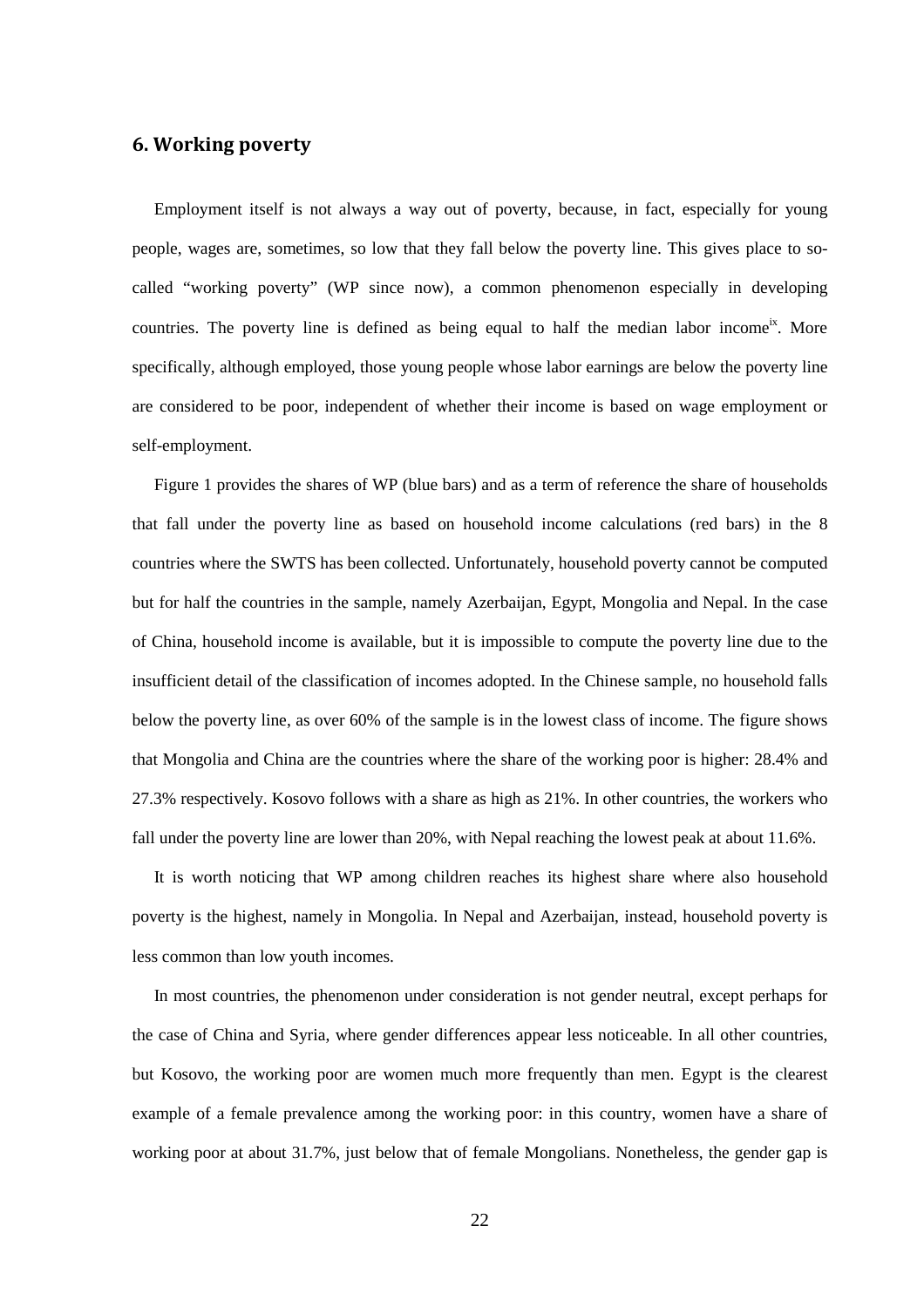## 6. Working poverty

Employment itself is not always a way out of poverty, because, in fact, especially for young people, wages are, sometimes, so low that they fall below the poverty line. This gives place to so-called "working poverty" (WP since now), a common phenomenon especially in developing countries. The poverty line is defined as being equal to half the median labor income[ix]. More specifically, although employed, those young people whose labor earnings are below the poverty line are considered to be poor, independent of whether their income is based on wage employment or self-employment.

Figure 1 provides the shares of WP (blue bars) and as a term of reference the share of households that fall under the poverty line as based on household income calculations (red bars) in the 8 countries where the SWTS has been collected. Unfortunately, household poverty cannot be computed but for half the countries in the sample, namely Azerbaijan, Egypt, Mongolia and Nepal. In the case of China, household income is available, but it is impossible to compute the poverty line due to the insufficient detail of the classification of incomes adopted. In the Chinese sample, no household falls below the poverty line, as over 60% of the sample is in the lowest class of income. The figure shows that Mongolia and China are the countries where the share of the working poor is higher: 28.4% and 27.3% respectively. Kosovo follows with a share as high as 21%. In other countries, the workers who fall under the poverty line are lower than 20%, with Nepal reaching the lowest peak at about 11.6%.

It is worth noticing that WP among children reaches its highest share where also household poverty is the highest, namely in Mongolia. In Nepal and Azerbaijan, instead, household poverty is less common than low youth incomes.

In most countries, the phenomenon under consideration is not gender neutral, except perhaps for the case of China and Syria, where gender differences appear less noticeable. In all other countries, but Kosovo, the working poor are women much more frequently than men. Egypt is the clearest example of a female prevalence among the working poor: in this country, women have a share of working poor at about 31.7%, just below that of female Mongolians. Nonetheless, the gender gap is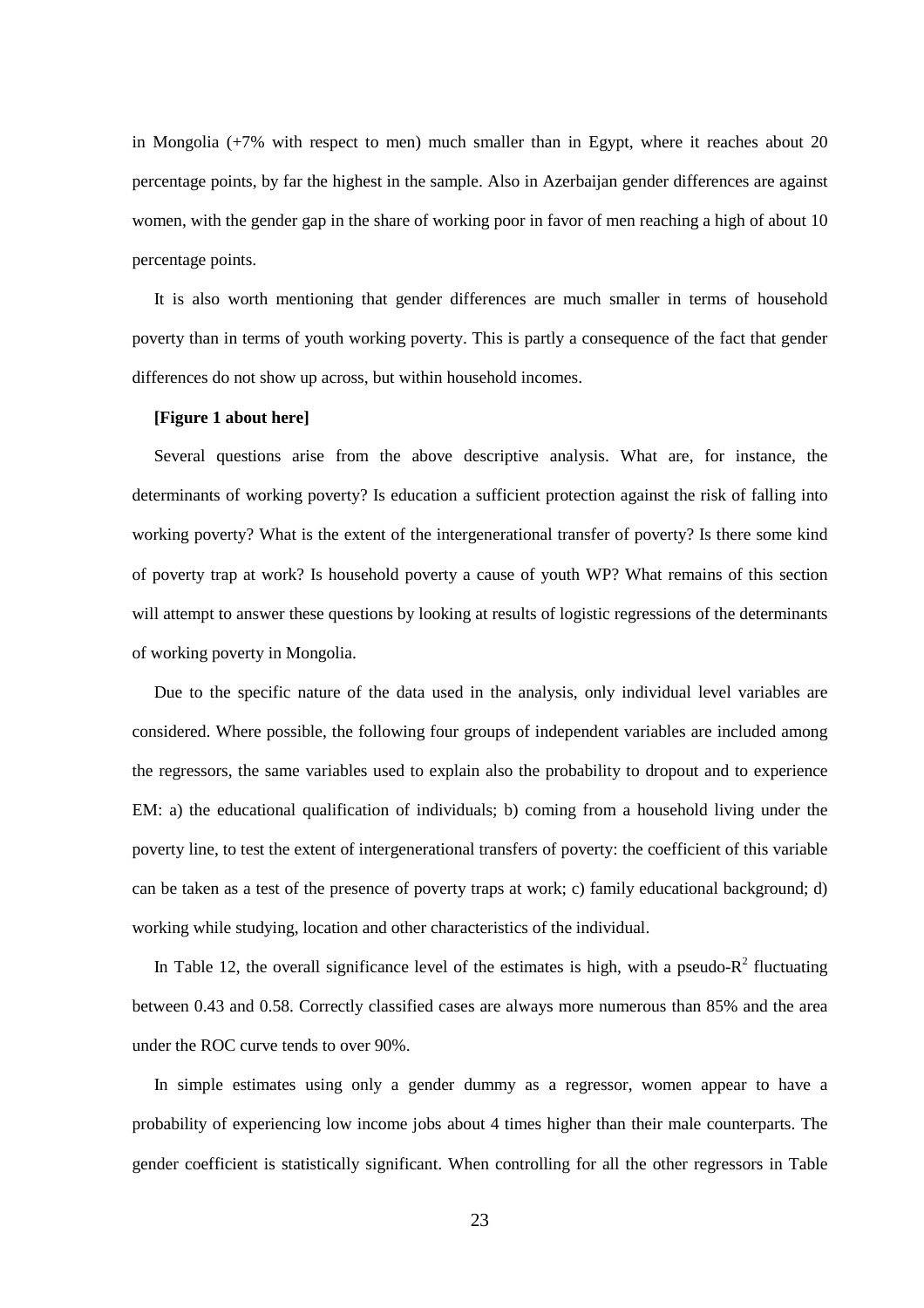in Mongolia (+7% with respect to men) much smaller than in Egypt, where it reaches about 20 percentage points, by far the highest in the sample. Also in Azerbaijan gender differences are against women, with the gender gap in the share of working poor in favor of men reaching a high of about 10 percentage points.

It is also worth mentioning that gender differences are much smaller in terms of household poverty than in terms of youth working poverty. This is partly a consequence of the fact that gender differences do not show up across, but within household incomes.

**[Figure 1 about here]**

Several questions arise from the above descriptive analysis. What are, for instance, the determinants of working poverty? Is education a sufficient protection against the risk of falling into working poverty? What is the extent of the intergenerational transfer of poverty? Is there some kind of poverty trap at work? Is household poverty a cause of youth WP? What remains of this section will attempt to answer these questions by looking at results of logistic regressions of the determinants of working poverty in Mongolia.

Due to the specific nature of the data used in the analysis, only individual level variables are considered. Where possible, the following four groups of independent variables are included among the regressors, the same variables used to explain also the probability to dropout and to experience EM: a) the educational qualification of individuals; b) coming from a household living under the poverty line, to test the extent of intergenerational transfers of poverty: the coefficient of this variable can be taken as a test of the presence of poverty traps at work; c) family educational background; d) working while studying, location and other characteristics of the individual.

In Table 12, the overall significance level of the estimates is high, with a pseudo-$R^2$ fluctuating between 0.43 and 0.58. Correctly classified cases are always more numerous than 85% and the area under the ROC curve tends to over 90%.

In simple estimates using only a gender dummy as a regressor, women appear to have a probability of experiencing low income jobs about 4 times higher than their male counterparts. The gender coefficient is statistically significant. When controlling for all the other regressors in Table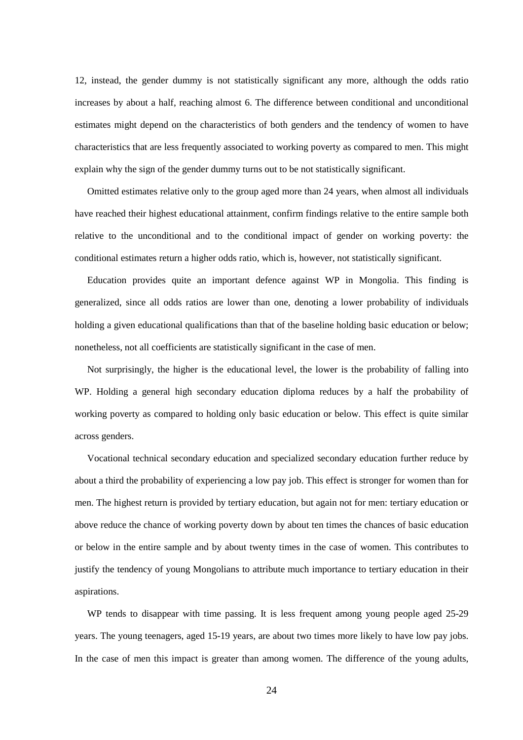12, instead, the gender dummy is not statistically significant any more, although the odds ratio increases by about a half, reaching almost 6. The difference between conditional and unconditional estimates might depend on the characteristics of both genders and the tendency of women to have characteristics that are less frequently associated to working poverty as compared to men. This might explain why the sign of the gender dummy turns out to be not statistically significant.

Omitted estimates relative only to the group aged more than 24 years, when almost all individuals have reached their highest educational attainment, confirm findings relative to the entire sample both relative to the unconditional and to the conditional impact of gender on working poverty: the conditional estimates return a higher odds ratio, which is, however, not statistically significant.

Education provides quite an important defence against WP in Mongolia. This finding is generalized, since all odds ratios are lower than one, denoting a lower probability of individuals holding a given educational qualifications than that of the baseline holding basic education or below; nonetheless, not all coefficients are statistically significant in the case of men.

Not surprisingly, the higher is the educational level, the lower is the probability of falling into WP. Holding a general high secondary education diploma reduces by a half the probability of working poverty as compared to holding only basic education or below. This effect is quite similar across genders.

Vocational technical secondary education and specialized secondary education further reduce by about a third the probability of experiencing a low pay job. This effect is stronger for women than for men. The highest return is provided by tertiary education, but again not for men: tertiary education or above reduce the chance of working poverty down by about ten times the chances of basic education or below in the entire sample and by about twenty times in the case of women. This contributes to justify the tendency of young Mongolians to attribute much importance to tertiary education in their aspirations.

WP tends to disappear with time passing. It is less frequent among young people aged 25-29 years. The young teenagers, aged 15-19 years, are about two times more likely to have low pay jobs. In the case of men this impact is greater than among women. The difference of the young adults,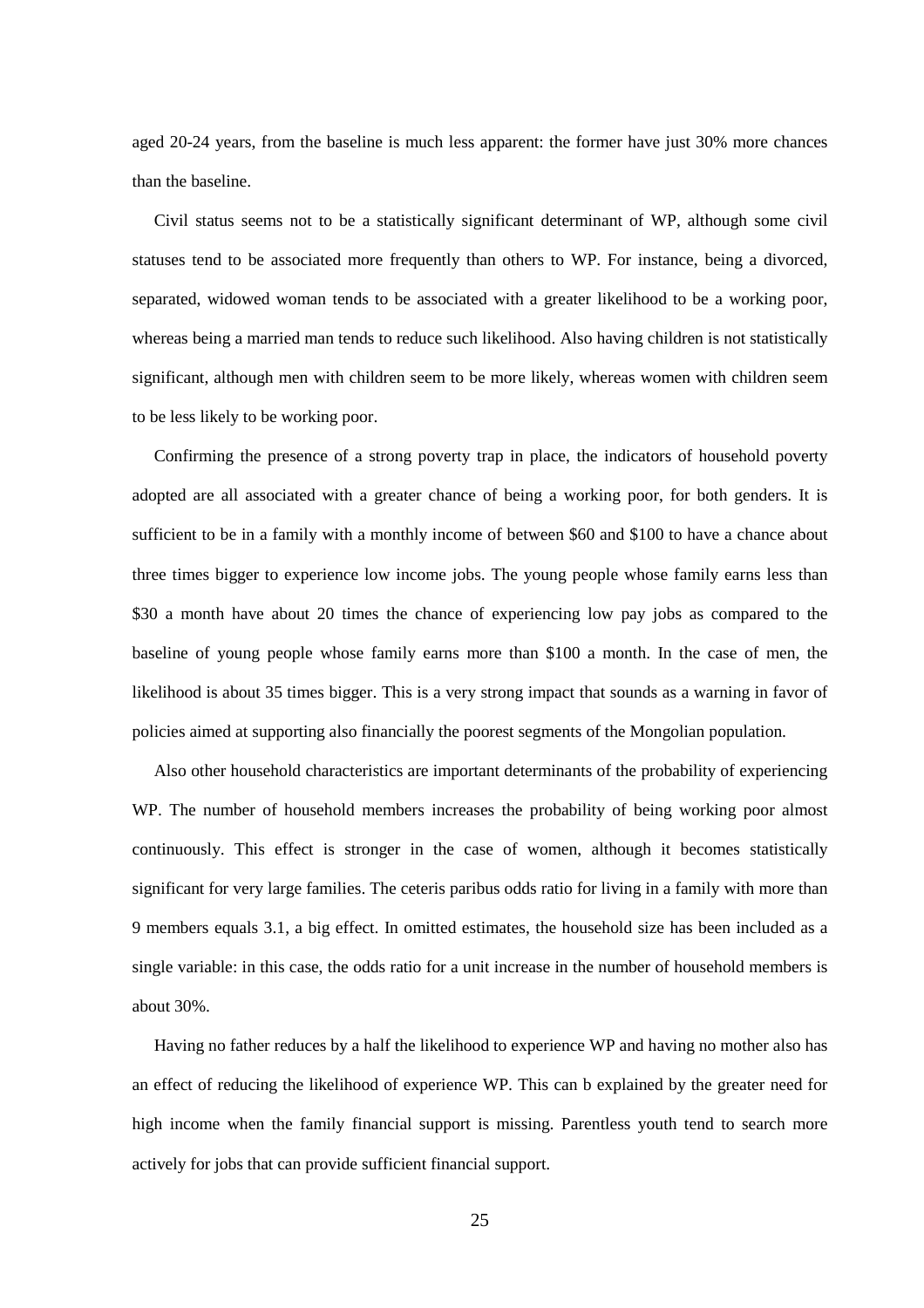aged 20-24 years, from the baseline is much less apparent: the former have just 30% more chances than the baseline.

Civil status seems not to be a statistically significant determinant of WP, although some civil statuses tend to be associated more frequently than others to WP. For instance, being a divorced, separated, widowed woman tends to be associated with a greater likelihood to be a working poor, whereas being a married man tends to reduce such likelihood. Also having children is not statistically significant, although men with children seem to be more likely, whereas women with children seem to be less likely to be working poor.

Confirming the presence of a strong poverty trap in place, the indicators of household poverty adopted are all associated with a greater chance of being a working poor, for both genders. It is sufficient to be in a family with a monthly income of between \$60 and \$100 to have a chance about three times bigger to experience low income jobs. The young people whose family earns less than \$30 a month have about 20 times the chance of experiencing low pay jobs as compared to the baseline of young people whose family earns more than \$100 a month. In the case of men, the likelihood is about 35 times bigger. This is a very strong impact that sounds as a warning in favor of policies aimed at supporting also financially the poorest segments of the Mongolian population.

Also other household characteristics are important determinants of the probability of experiencing WP. The number of household members increases the probability of being working poor almost continuously. This effect is stronger in the case of women, although it becomes statistically significant for very large families. The ceteris paribus odds ratio for living in a family with more than 9 members equals 3.1, a big effect. In omitted estimates, the household size has been included as a single variable: in this case, the odds ratio for a unit increase in the number of household members is about 30%.

Having no father reduces by a half the likelihood to experience WP and having no mother also has an effect of reducing the likelihood of experience WP. This can b explained by the greater need for high income when the family financial support is missing. Parentless youth tend to search more actively for jobs that can provide sufficient financial support.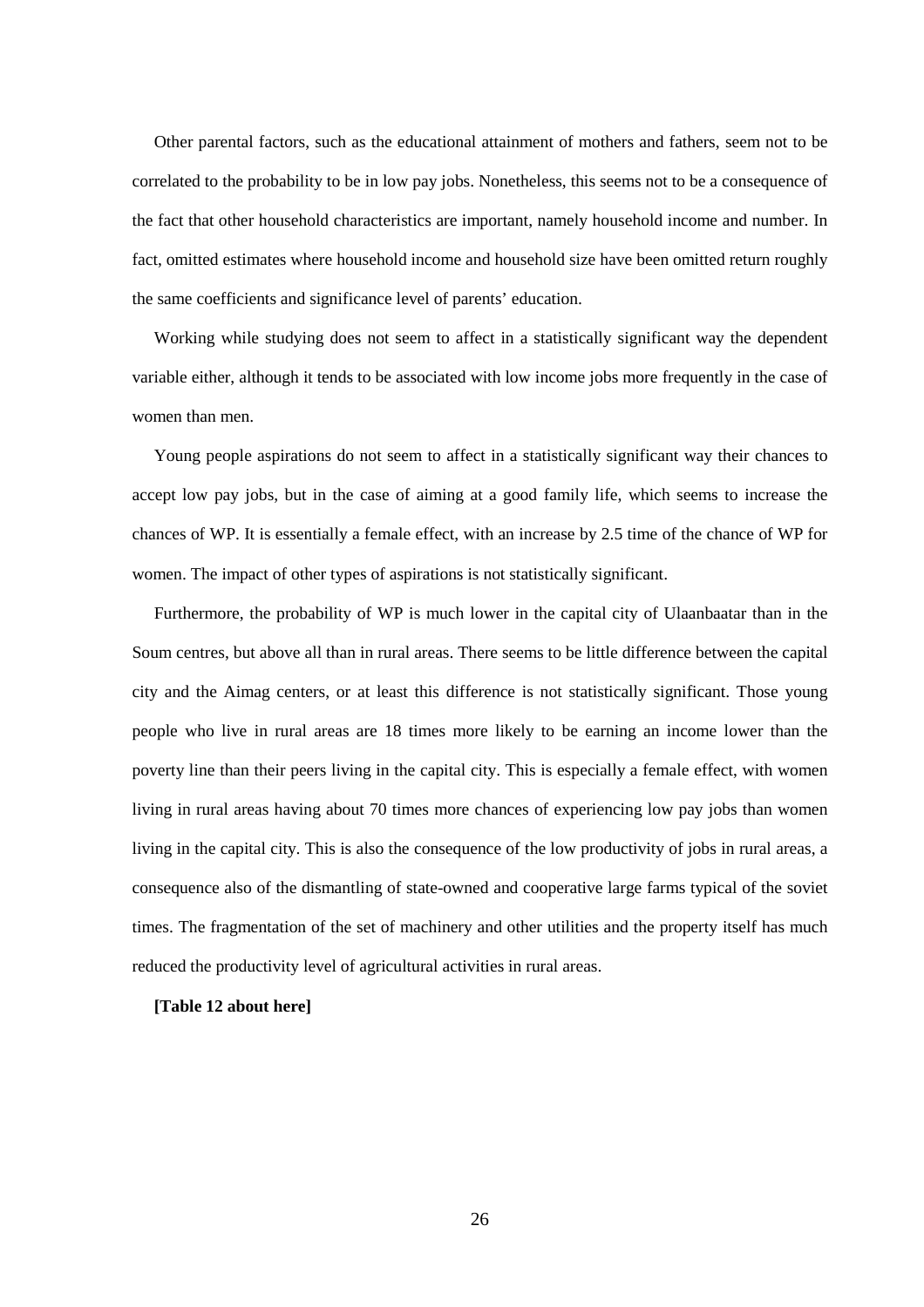Other parental factors, such as the educational attainment of mothers and fathers, seem not to be correlated to the probability to be in low pay jobs. Nonetheless, this seems not to be a consequence of the fact that other household characteristics are important, namely household income and number. In fact, omitted estimates where household income and household size have been omitted return roughly the same coefficients and significance level of parents' education.

Working while studying does not seem to affect in a statistically significant way the dependent variable either, although it tends to be associated with low income jobs more frequently in the case of women than men.

Young people aspirations do not seem to affect in a statistically significant way their chances to accept low pay jobs, but in the case of aiming at a good family life, which seems to increase the chances of WP. It is essentially a female effect, with an increase by 2.5 time of the chance of WP for women. The impact of other types of aspirations is not statistically significant.

Furthermore, the probability of WP is much lower in the capital city of Ulaanbaatar than in the Soum centres, but above all than in rural areas. There seems to be little difference between the capital city and the Aimag centers, or at least this difference is not statistically significant. Those young people who live in rural areas are 18 times more likely to be earning an income lower than the poverty line than their peers living in the capital city. This is especially a female effect, with women living in rural areas having about 70 times more chances of experiencing low pay jobs than women living in the capital city. This is also the consequence of the low productivity of jobs in rural areas, a consequence also of the dismantling of state-owned and cooperative large farms typical of the soviet times. The fragmentation of the set of machinery and other utilities and the property itself has much reduced the productivity level of agricultural activities in rural areas.

**[Table 12 about here]**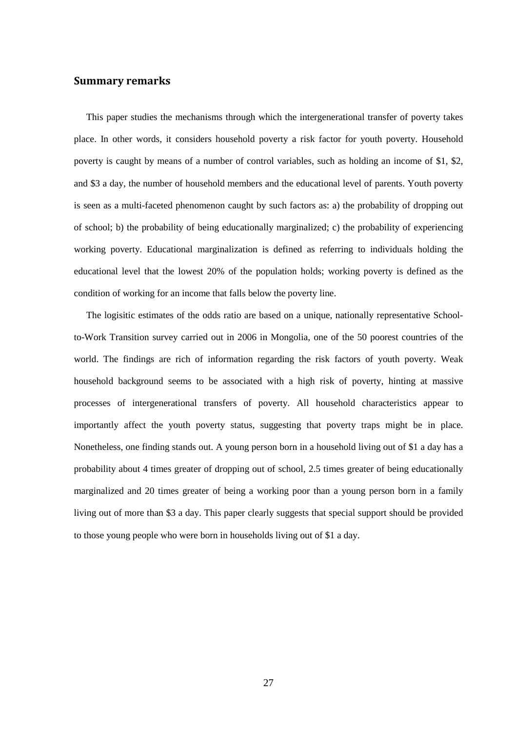## Summary remarks

This paper studies the mechanisms through which the intergenerational transfer of poverty takes place. In other words, it considers household poverty a risk factor for youth poverty. Household poverty is caught by means of a number of control variables, such as holding an income of $1, $2, and $3 a day, the number of household members and the educational level of parents. Youth poverty is seen as a multi-faceted phenomenon caught by such factors as: a) the probability of dropping out of school; b) the probability of being educationally marginalized; c) the probability of experiencing working poverty. Educational marginalization is defined as referring to individuals holding the educational level that the lowest 20% of the population holds; working poverty is defined as the condition of working for an income that falls below the poverty line.

The logisitic estimates of the odds ratio are based on a unique, nationally representative School-to-Work Transition survey carried out in 2006 in Mongolia, one of the 50 poorest countries of the world. The findings are rich of information regarding the risk factors of youth poverty. Weak household background seems to be associated with a high risk of poverty, hinting at massive processes of intergenerational transfers of poverty. All household characteristics appear to importantly affect the youth poverty status, suggesting that poverty traps might be in place. Nonetheless, one finding stands out. A young person born in a household living out of $1 a day has a probability about 4 times greater of dropping out of school, 2.5 times greater of being educationally marginalized and 20 times greater of being a working poor than a young person born in a family living out of more than $3 a day. This paper clearly suggests that special support should be provided to those young people who were born in households living out of $1 a day.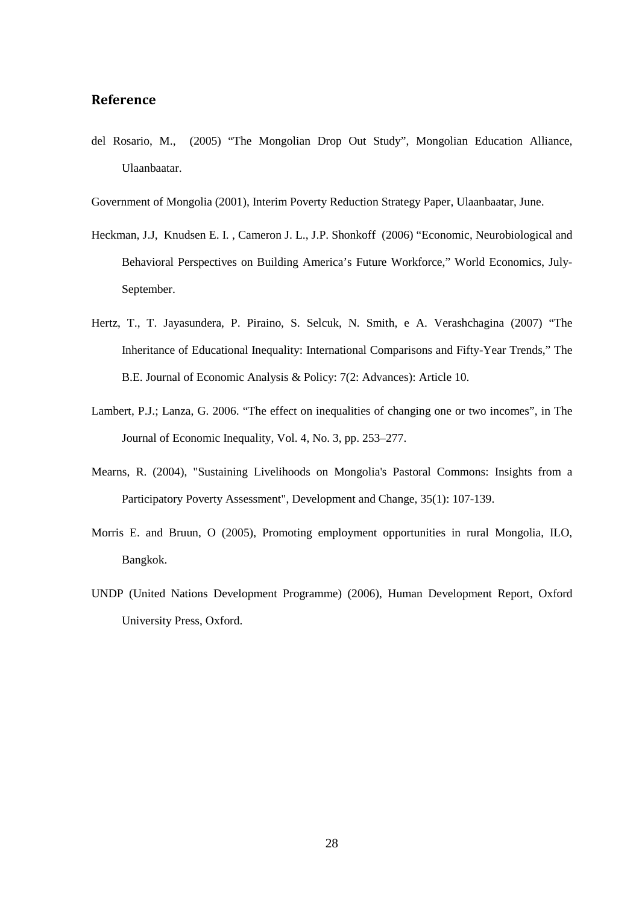## Reference

del Rosario, M., (2005) “The Mongolian Drop Out Study”, Mongolian Education Alliance, Ulaanbaatar.

Government of Mongolia (2001), Interim Poverty Reduction Strategy Paper, Ulaanbaatar, June.

Heckman, J.J, Knudsen E. I. , Cameron J. L., J.P. Shonkoff (2006) “Economic, Neurobiological and Behavioral Perspectives on Building America’s Future Workforce,” World Economics, July-September.

Hertz, T., T. Jayasundera, P. Piraino, S. Selcuk, N. Smith, e A. Verashchagina (2007) “The Inheritance of Educational Inequality: International Comparisons and Fifty-Year Trends,” The B.E. Journal of Economic Analysis & Policy: 7(2: Advances): Article 10.

Lambert, P.J.; Lanza, G. 2006. “The effect on inequalities of changing one or two incomes”, in The Journal of Economic Inequality, Vol. 4, No. 3, pp. 253–277.

Mearns, R. (2004), "Sustaining Livelihoods on Mongolia's Pastoral Commons: Insights from a Participatory Poverty Assessment", Development and Change, 35(1): 107-139.

Morris E. and Bruun, O (2005), Promoting employment opportunities in rural Mongolia, ILO, Bangkok.

UNDP (United Nations Development Programme) (2006), Human Development Report, Oxford University Press, Oxford.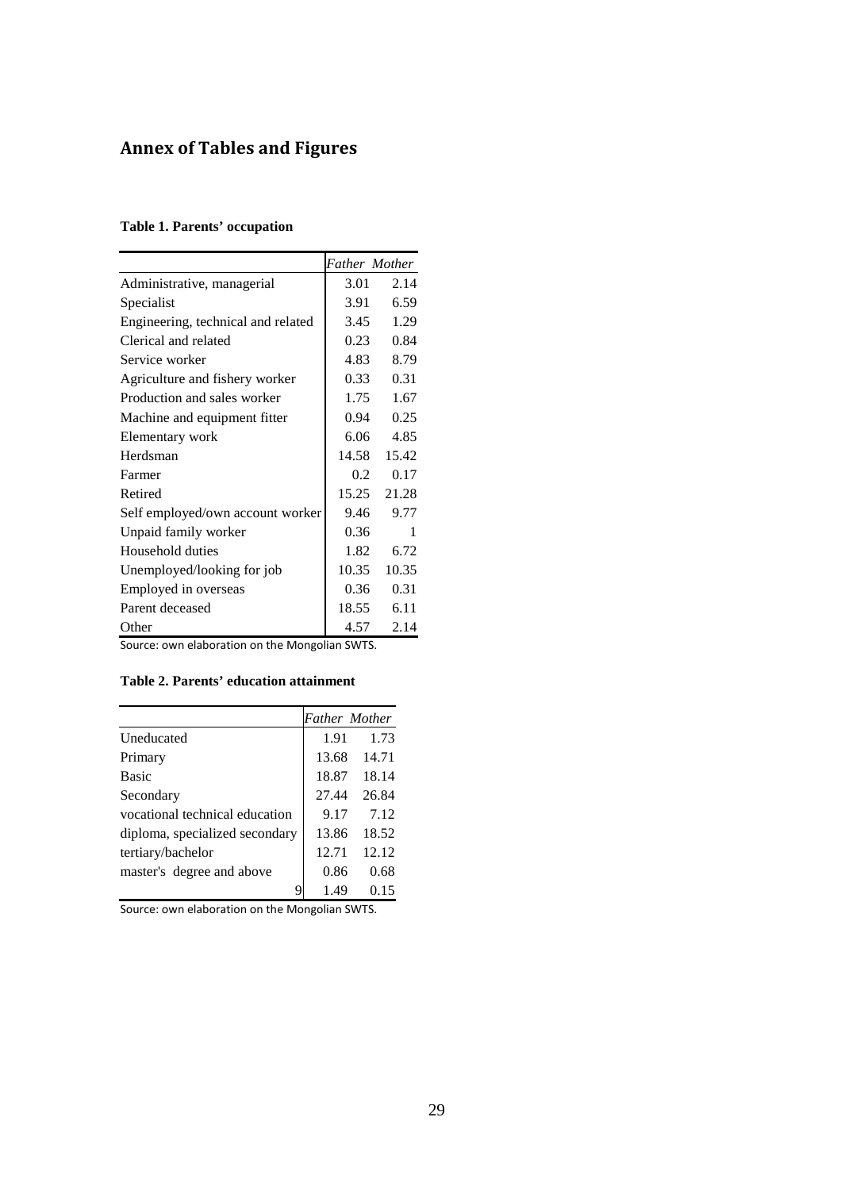# Annex of Tables and Figures

**Table 1. Parents' occupation**

| | *Father* | *Mother* |
|---|---|---|
| Administrative, managerial | 3.01 | 2.14 |
| Specialist | 3.91 | 6.59 |
| Engineering, technical and related | 3.45 | 1.29 |
| Clerical and related | 0.23 | 0.84 |
| Service worker | 4.83 | 8.79 |
| Agriculture and fishery worker | 0.33 | 0.31 |
| Production and sales worker | 1.75 | 1.67 |
| Machine and equipment fitter | 0.94 | 0.25 |
| Elementary work | 6.06 | 4.85 |
| Herdsman | 14.58 | 15.42 |
| Farmer | 0.2 | 0.17 |
| Retired | 15.25 | 21.28 |
| Self employed/own account worker | 9.46 | 9.77 |
| Unpaid family worker | 0.36 | 1 |
| Household duties | 1.82 | 6.72 |
| Unemployed/looking for job | 10.35 | 10.35 |
| Employed in overseas | 0.36 | 0.31 |
| Parent deceased | 18.55 | 6.11 |
| Other | 4.57 | 2.14 |

Source: own elaboration on the Mongolian SWTS.

**Table 2. Parents' education attainment**

| | *Father* | *Mother* |
|---|---|---|
| Uneducated | 1.91 | 1.73 |
| Primary | 13.68 | 14.71 |
| Basic | 18.87 | 18.14 |
| Secondary | 27.44 | 26.84 |
| vocational technical education | 9.17 | 7.12 |
| diploma, specialized secondary | 13.86 | 18.52 |
| tertiary/bachelor | 12.71 | 12.12 |
| master's degree and above | 0.86 | 0.68 |
| 9 | 1.49 | 0.15 |

Source: own elaboration on the Mongolian SWTS.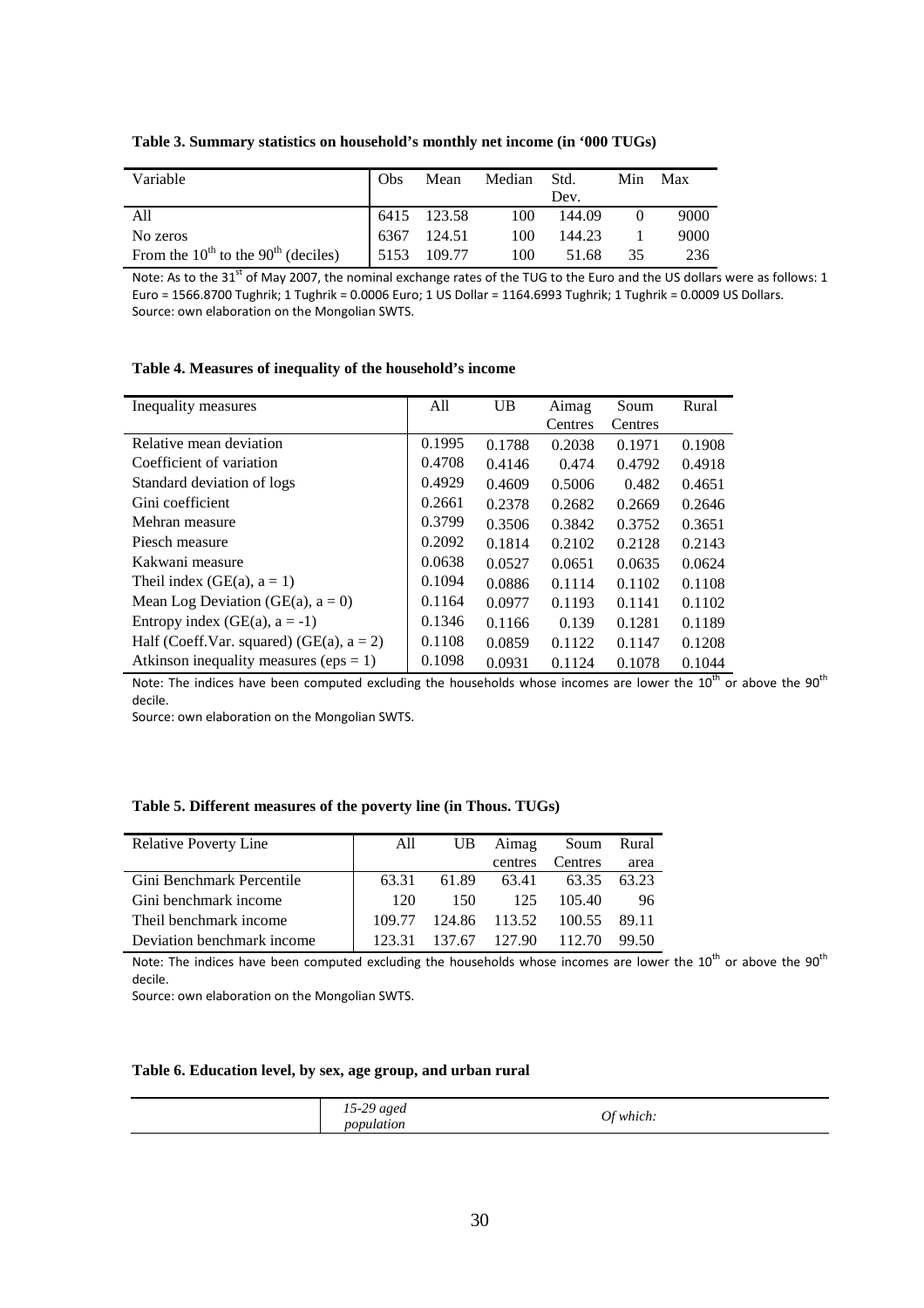**Table 3. Summary statistics on household's monthly net income (in '000 TUGs)**

| Variable | Obs | Mean | Median | Std. Dev. | Min | Max |
|---|---|---|---|---|---|---|
| All | 6415 | 123.58 | 100 | 144.09 | 0 | 9000 |
| No zeros | 6367 | 124.51 | 100 | 144.23 | 1 | 9000 |
| From the 10th to the 90th (deciles) | 5153 | 109.77 | 100 | 51.68 | 35 | 236 |

Note: As to the 31st of May 2007, the nominal exchange rates of the TUG to the Euro and the US dollars were as follows: 1 Euro = 1566.8700 Tughrik; 1 Tughrik = 0.0006 Euro; 1 US Dollar = 1164.6993 Tughrik; 1 Tughrik = 0.0009 US Dollars.
Source: own elaboration on the Mongolian SWTS.

**Table 4. Measures of inequality of the household's income**

| Inequality measures | All | UB | Aimag Centres | Soum Centres | Rural |
|---|---|---|---|---|---|
| Relative mean deviation | 0.1995 | 0.1788 | 0.2038 | 0.1971 | 0.1908 |
| Coefficient of variation | 0.4708 | 0.4146 | 0.474 | 0.4792 | 0.4918 |
| Standard deviation of logs | 0.4929 | 0.4609 | 0.5006 | 0.482 | 0.4651 |
| Gini coefficient | 0.2661 | 0.2378 | 0.2682 | 0.2669 | 0.2646 |
| Mehran measure | 0.3799 | 0.3506 | 0.3842 | 0.3752 | 0.3651 |
| Piesch measure | 0.2092 | 0.1814 | 0.2102 | 0.2128 | 0.2143 |
| Kakwani measure | 0.0638 | 0.0527 | 0.0651 | 0.0635 | 0.0624 |
| Theil index (GE(a), a = 1) | 0.1094 | 0.0886 | 0.1114 | 0.1102 | 0.1108 |
| Mean Log Deviation (GE(a), a = 0) | 0.1164 | 0.0977 | 0.1193 | 0.1141 | 0.1102 |
| Entropy index (GE(a), a = -1) | 0.1346 | 0.1166 | 0.139 | 0.1281 | 0.1189 |
| Half (Coeff.Var. squared) (GE(a), a = 2) | 0.1108 | 0.0859 | 0.1122 | 0.1147 | 0.1208 |
| Atkinson inequality measures (eps = 1) | 0.1098 | 0.0931 | 0.1124 | 0.1078 | 0.1044 |

Note: The indices have been computed excluding the households whose incomes are lower the 10th or above the 90th decile.
Source: own elaboration on the Mongolian SWTS.

**Table 5. Different measures of the poverty line (in Thous. TUGs)**

| Relative Poverty Line | All | UB | Aimag centres | Soum Centres | Rural area |
|---|---|---|---|---|---|
| Gini Benchmark Percentile | 63.31 | 61.89 | 63.41 | 63.35 | 63.23 |
| Gini benchmark income | 120 | 150 | 125 | 105.40 | 96 |
| Theil benchmark income | 109.77 | 124.86 | 113.52 | 100.55 | 89.11 |
| Deviation benchmark income | 123.31 | 137.67 | 127.90 | 112.70 | 99.50 |

Note: The indices have been computed excluding the households whose incomes are lower the 10th or above the 90th decile.
Source: own elaboration on the Mongolian SWTS.

**Table 6. Education level, by sex, age group, and urban rural**

| | *15-29 aged population* | *Of which:* |
|---|---|---|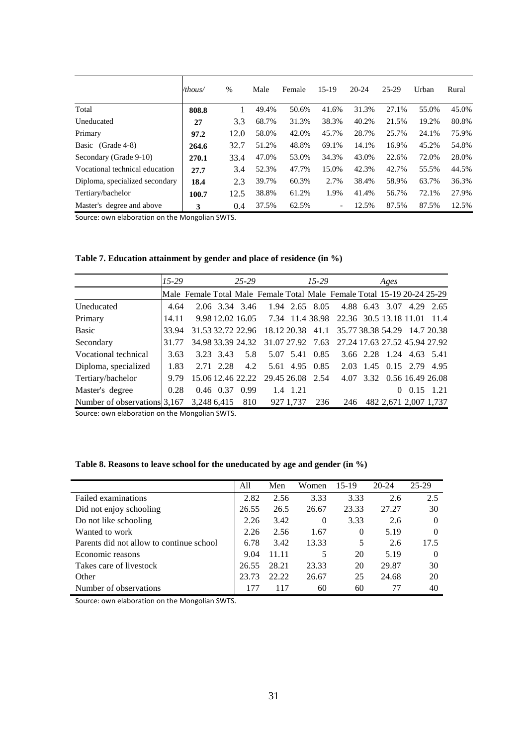| | /thous/ | % | Male | Female | 15-19 | 20-24 | 25-29 | Urban | Rural |
|---|---|---|---|---|---|---|---|---|---|
| Total | **808.8** | 1 | 49.4% | 50.6% | 41.6% | 31.3% | 27.1% | 55.0% | 45.0% |
| Uneducated | **27** | 3.3 | 68.7% | 31.3% | 38.3% | 40.2% | 21.5% | 19.2% | 80.8% |
| Primary | **97.2** | 12.0 | 58.0% | 42.0% | 45.7% | 28.7% | 25.7% | 24.1% | 75.9% |
| Basic (Grade 4-8) | **264.6** | 32.7 | 51.2% | 48.8% | 69.1% | 14.1% | 16.9% | 45.2% | 54.8% |
| Secondary (Grade 9-10) | **270.1** | 33.4 | 47.0% | 53.0% | 34.3% | 43.0% | 22.6% | 72.0% | 28.0% |
| Vocational technical education | **27.7** | 3.4 | 52.3% | 47.7% | 15.0% | 42.3% | 42.7% | 55.5% | 44.5% |
| Diploma, specialized secondary | **18.4** | 2.3 | 39.7% | 60.3% | 2.7% | 38.4% | 58.9% | 63.7% | 36.3% |
| Tertiary/bachelor | **100.7** | 12.5 | 38.8% | 61.2% | 1.9% | 41.4% | 56.7% | 72.1% | 27.9% |
| Master's degree and above | **3** | 0.4 | 37.5% | 62.5% | - | 12.5% | 87.5% | 87.5% | 12.5% |

Source: own elaboration on the Mongolian SWTS.

**Table 7. Education attainment by gender and place of residence (in %)**

| | *15-29* | | | *25-29* | | | *15-29* | | | *Ages* | | |
|---|---|---|---|---|---|---|---|---|---|---|---|---|
| | Male | Female | Total | Male | Female | Total | Male | Female | Total | 15-19 | 20-24 | 25-29 |
| Uneducated | 4.64 | 2.06 | 3.34 | 3.46 | 1.94 | 2.65 | 8.05 | 4.88 | 6.43 | 3.07 | 4.29 | 2.65 |
| Primary | 14.11 | 9.98 | 12.02 | 16.05 | 7.34 | 11.4 | 38.98 | 22.36 | 30.5 | 13.18 | 11.01 | 11.4 |
| Basic | 33.94 | 31.53 | 32.72 | 22.96 | 18.12 | 20.38 | 41.1 | 35.77 | 38.38 | 54.29 | 14.7 | 20.38 |
| Secondary | 31.77 | 34.98 | 33.39 | 24.32 | 31.07 | 27.92 | 7.63 | 27.24 | 17.63 | 27.52 | 45.94 | 27.92 |
| Vocational technical | 3.63 | 3.23 | 3.43 | 5.8 | 5.07 | 5.41 | 0.85 | 3.66 | 2.28 | 1.24 | 4.63 | 5.41 |
| Diploma, specialized | 1.83 | 2.71 | 2.28 | 4.2 | 5.61 | 4.95 | 0.85 | 2.03 | 1.45 | 0.15 | 2.79 | 4.95 |
| Tertiary/bachelor | 9.79 | 15.06 | 12.46 | 22.22 | 29.45 | 26.08 | 2.54 | 4.07 | 3.32 | 0.56 | 16.49 | 26.08 |
| Master's degree | 0.28 | 0.46 | 0.37 | 0.99 | 1.4 | 1.21 | | | | 0 | 0.15 | 1.21 |
| Number of observations | 3,167 | 3,248 | 6,415 | 810 | 927 | 1,737 | 236 | 246 | 482 | 2,671 | 2,007 | 1,737 |

Source: own elaboration on the Mongolian SWTS.

**Table 8. Reasons to leave school for the uneducated by age and gender (in %)**

| | All | Men | Women | 15-19 | 20-24 | 25-29 |
|---|---|---|---|---|---|---|
| Failed examinations | 2.82 | 2.56 | 3.33 | 3.33 | 2.6 | 2.5 |
| Did not enjoy schooling | 26.55 | 26.5 | 26.67 | 23.33 | 27.27 | 30 |
| Do not like schooling | 2.26 | 3.42 | 0 | 3.33 | 2.6 | 0 |
| Wanted to work | 2.26 | 2.56 | 1.67 | 0 | 5.19 | 0 |
| Parents did not allow to continue school | 6.78 | 3.42 | 13.33 | 5 | 2.6 | 17.5 |
| Economic reasons | 9.04 | 11.11 | 5 | 20 | 5.19 | 0 |
| Takes care of livestock | 26.55 | 28.21 | 23.33 | 20 | 29.87 | 30 |
| Other | 23.73 | 22.22 | 26.67 | 25 | 24.68 | 20 |
| Number of observations | 177 | 117 | 60 | 60 | 77 | 40 |

Source: own elaboration on the Mongolian SWTS.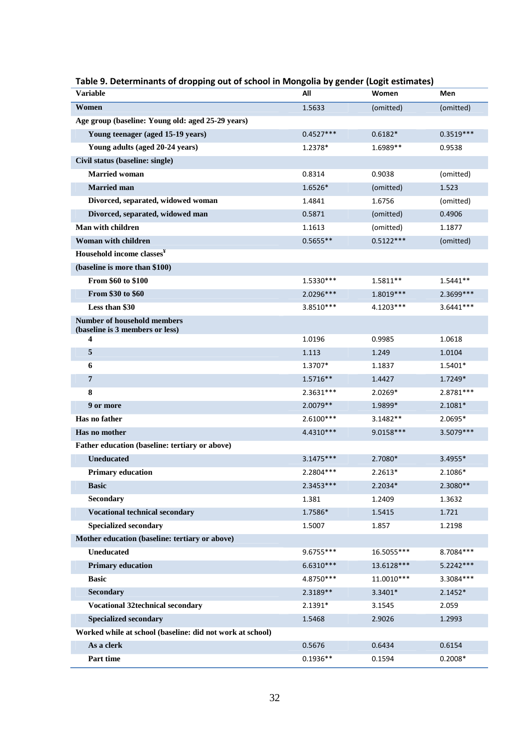**Table 9. Determinants of dropping out of school in Mongolia by gender (Logit estimates)**

| Variable | All | Women | Men |
|---|---|---|---|
| **Women** | 1.5633 | (omitted) | (omitted) |
| **Age group (baseline: Young old: aged 25-29 years)** | | | |
| Young teenager (aged 15-19 years) | 0.4527*** | 0.6182* | 0.3519*** |
| Young adults (aged 20-24 years) | 1.2378* | 1.6989** | 0.9538 |
| **Civil status (baseline: single)** | | | |
| Married woman | 0.8314 | 0.9038 | (omitted) |
| Married man | 1.6526* | (omitted) | 1.523 |
| Divorced, separated, widowed woman | 1.4841 | 1.6756 | (omitted) |
| Divorced, separated, widowed man | 0.5871 | (omitted) | 0.4906 |
| **Man with children** | 1.1613 | (omitted) | 1.1877 |
| **Woman with children** | 0.5655** | 0.5122*** | (omitted) |
| **Household income classes[¥]** | | | |
| **(baseline is more than $100)** | | | |
| From $60 to $100 | 1.5330*** | 1.5811** | 1.5441** |
| From $30 to $60 | 2.0296*** | 1.8019*** | 2.3699*** |
| Less than $30 | 3.8510*** | 4.1203*** | 3.6441*** |
| **Number of household members (baseline is 3 members or less)** | | | |
| 4 | 1.0196 | 0.9985 | 1.0618 |
| 5 | 1.113 | 1.249 | 1.0104 |
| 6 | 1.3707* | 1.1837 | 1.5401* |
| 7 | 1.5716** | 1.4427 | 1.7249* |
| 8 | 2.3631*** | 2.0269* | 2.8781*** |
| 9 or more | 2.0079** | 1.9899* | 2.1081* |
| **Has no father** | 2.6100*** | 3.1482** | 2.0695* |
| **Has no mother** | 4.4310*** | 9.0158*** | 3.5079*** |
| **Father education (baseline: tertiary or above)** | | | |
| Uneducated | 3.1475*** | 2.7080* | 3.4955* |
| Primary education | 2.2804*** | 2.2613* | 2.1086* |
| Basic | 2.3453*** | 2.2034* | 2.3080** |
| Secondary | 1.381 | 1.2409 | 1.3632 |
| Vocational technical secondary | 1.7586* | 1.5415 | 1.721 |
| Specialized secondary | 1.5007 | 1.857 | 1.2198 |
| **Mother education (baseline: tertiary or above)** | | | |
| Uneducated | 9.6755*** | 16.5055*** | 8.7084*** |
| Primary education | 6.6310*** | 13.6128*** | 5.2242*** |
| Basic | 4.8750*** | 11.0010*** | 3.3084*** |
| Secondary | 2.3189** | 3.3401* | 2.1452* |
| Vocational 32technical secondary | 2.1391* | 3.1545 | 2.059 |
| Specialized secondary | 1.5468 | 2.9026 | 1.2993 |
| **Worked while at school (baseline: did not work at school)** | | | |
| As a clerk | 0.5676 | 0.6434 | 0.6154 |
| Part time | 0.1936** | 0.1594 | 0.2008* |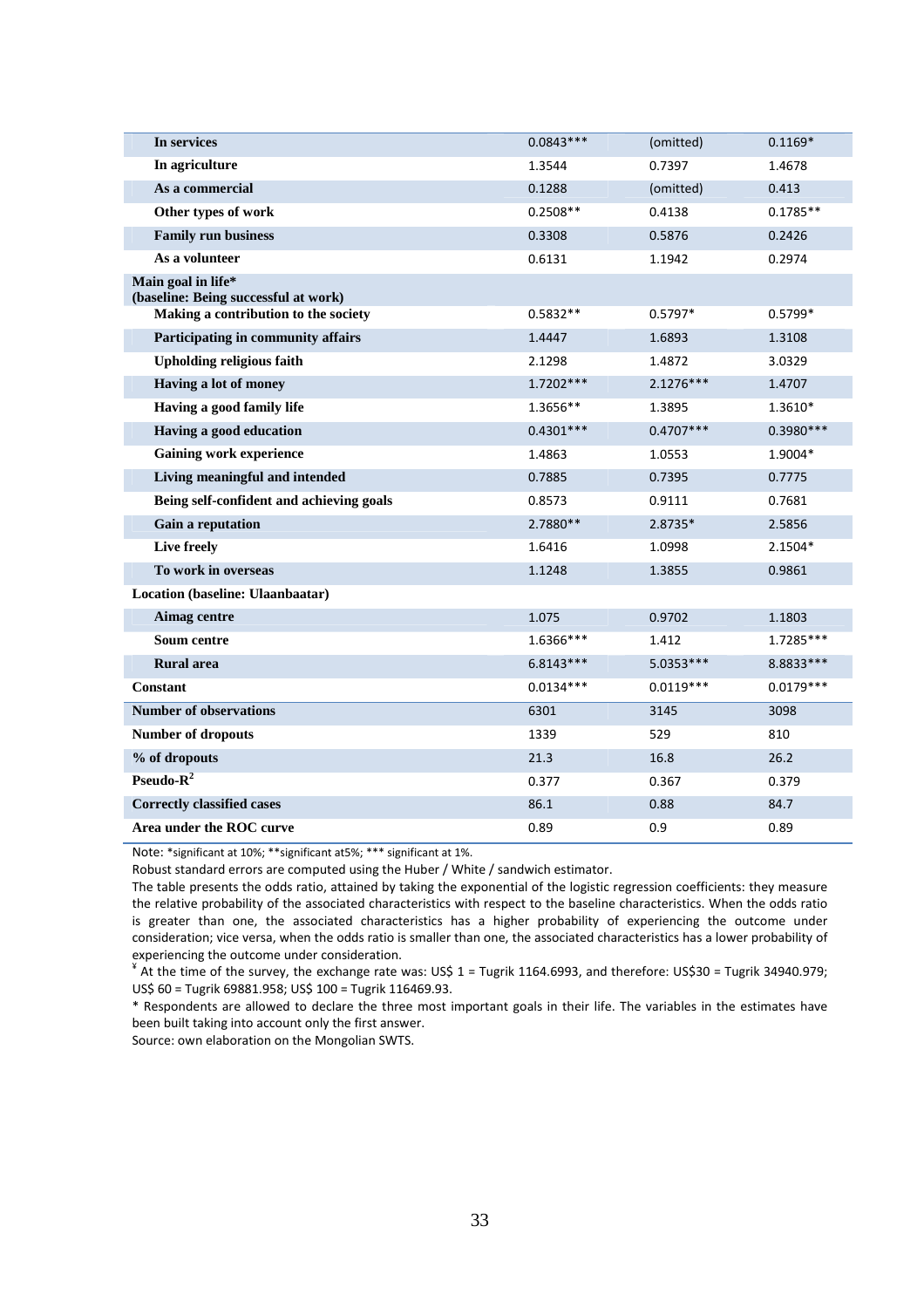| | | | |
|---|---|---|---|
| **In services** | 0.0843*** | (omitted) | 0.1169* |
| **In agriculture** | 1.3544 | 0.7397 | 1.4678 |
| **As a commercial** | 0.1288 | (omitted) | 0.413 |
| **Other types of work** | 0.2508** | 0.4138 | 0.1785** |
| **Family run business** | 0.3308 | 0.5876 | 0.2426 |
| **As a volunteer** | 0.6131 | 1.1942 | 0.2974 |
| **Main goal in life* (baseline: Being successful at work)** | | | |
| **Making a contribution to the society** | 0.5832** | 0.5797* | 0.5799* |
| **Participating in community affairs** | 1.4447 | 1.6893 | 1.3108 |
| **Upholding religious faith** | 2.1298 | 1.4872 | 3.0329 |
| **Having a lot of money** | 1.7202*** | 2.1276*** | 1.4707 |
| **Having a good family life** | 1.3656** | 1.3895 | 1.3610* |
| **Having a good education** | 0.4301*** | 0.4707*** | 0.3980*** |
| **Gaining work experience** | 1.4863 | 1.0553 | 1.9004* |
| **Living meaningful and intended** | 0.7885 | 0.7395 | 0.7775 |
| **Being self-confident and achieving goals** | 0.8573 | 0.9111 | 0.7681 |
| **Gain a reputation** | 2.7880** | 2.8735* | 2.5856 |
| **Live freely** | 1.6416 | 1.0998 | 2.1504* |
| **To work in overseas** | 1.1248 | 1.3855 | 0.9861 |
| **Location (baseline: Ulaanbaatar)** | | | |
| **Aimag centre** | 1.075 | 0.9702 | 1.1803 |
| **Soum centre** | 1.6366*** | 1.412 | 1.7285*** |
| **Rural area** | 6.8143*** | 5.0353*** | 8.8833*** |
| **Constant** | 0.0134*** | 0.0119*** | 0.0179*** |
| **Number of observations** | 6301 | 3145 | 3098 |
| **Number of dropouts** | 1339 | 529 | 810 |
| **% of dropouts** | 21.3 | 16.8 | 26.2 |
| **Pseudo-$R^2$** | 0.377 | 0.367 | 0.379 |
| **Correctly classified cases** | 86.1 | 0.88 | 84.7 |
| **Area under the ROC curve** | 0.89 | 0.9 | 0.89 |

Note: *significant at 10%; **significant at5%; *** significant at 1%.

Robust standard errors are computed using the Huber / White / sandwich estimator.

The table presents the odds ratio, attained by taking the exponential of the logistic regression coefficients: they measure the relative probability of the associated characteristics with respect to the baseline characteristics. When the odds ratio is greater than one, the associated characteristics has a higher probability of experiencing the outcome under consideration; vice versa, when the odds ratio is smaller than one, the associated characteristics has a lower probability of experiencing the outcome under consideration.

¥ At the time of the survey, the exchange rate was: US$ 1 = Tugrik 1164.6993, and therefore: US$30 = Tugrik 34940.979; US$ 60 = Tugrik 69881.958; US$ 100 = Tugrik 116469.93.

* Respondents are allowed to declare the three most important goals in their life. The variables in the estimates have been built taking into account only the first answer.

Source: own elaboration on the Mongolian SWTS.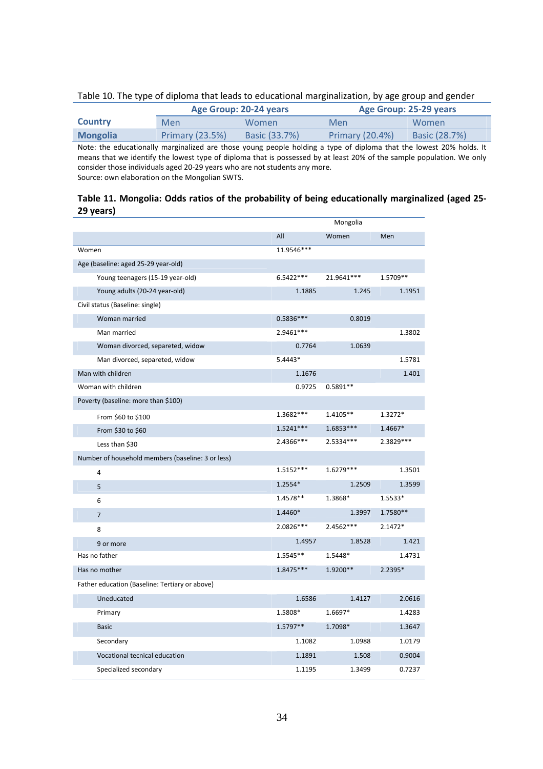Table 10. The type of diploma that leads to educational marginalization, by age group and gender

| Country | Age Group: 20-24 years | | Age Group: 25-29 years | |
|---|---|---|---|---|
| | Men | Women | Men | Women |
| Mongolia | Primary (23.5%) | Basic (33.7%) | Primary (20.4%) | Basic (28.7%) |

Note: the educationally marginalized are those young people holding a type of diploma that the lowest 20% holds. It means that we identify the lowest type of diploma that is possessed by at least 20% of the sample population. We only consider those individuals aged 20-29 years who are not students any more.
Source: own elaboration on the Mongolian SWTS.

**Table 11. Mongolia: Odds ratios of the probability of being educationally marginalized (aged 25-29 years)**

| | Mongolia | | |
|---|---|---|---|
| | All | Women | Men |
| Women | 11.9546*** | | |
| Age (baseline: aged 25-29 year-old) | | | |
| Young teenagers (15-19 year-old) | 6.5422*** | 21.9641*** | 1.5709** |
| Young adults (20-24 year-old) | 1.1885 | 1.245 | 1.1951 |
| Civil status (Baseline: single) | | | |
| Woman married | 0.5836*** | 0.8019 | |
| Man married | 2.9461*** | | 1.3802 |
| Woman divorced, separeted, widow | 0.7764 | 1.0639 | |
| Man divorced, separeted, widow | 5.4443* | | 1.5781 |
| Man with children | 1.1676 | | 1.401 |
| Woman with children | 0.9725 | 0.5891** | |
| Poverty (baseline: more than $100) | | | |
| From $60 to $100 | 1.3682*** | 1.4105** | 1.3272* |
| From $30 to $60 | 1.5241*** | 1.6853*** | 1.4667* |
| Less than $30 | 2.4366*** | 2.5334*** | 2.3829*** |
| Number of household members (baseline: 3 or less) | | | |
| 4 | 1.5152*** | 1.6279*** | 1.3501 |
| 5 | 1.2554* | 1.2509 | 1.3599 |
| 6 | 1.4578** | 1.3868* | 1.5533* |
| 7 | 1.4460* | 1.3997 | 1.7580** |
| 8 | 2.0826*** | 2.4562*** | 2.1472* |
| 9 or more | 1.4957 | 1.8528 | 1.421 |
| Has no father | 1.5545** | 1.5448* | 1.4731 |
| Has no mother | 1.8475*** | 1.9200** | 2.2395* |
| Father education (Baseline: Tertiary or above) | | | |
| Uneducated | 1.6586 | 1.4127 | 2.0616 |
| Primary | 1.5808* | 1.6697* | 1.4283 |
| Basic | 1.5797** | 1.7098* | 1.3647 |
| Secondary | 1.1082 | 1.0988 | 1.0179 |
| Vocational tecnical education | 1.1891 | 1.508 | 0.9004 |
| Specialized secondary | 1.1195 | 1.3499 | 0.7237 |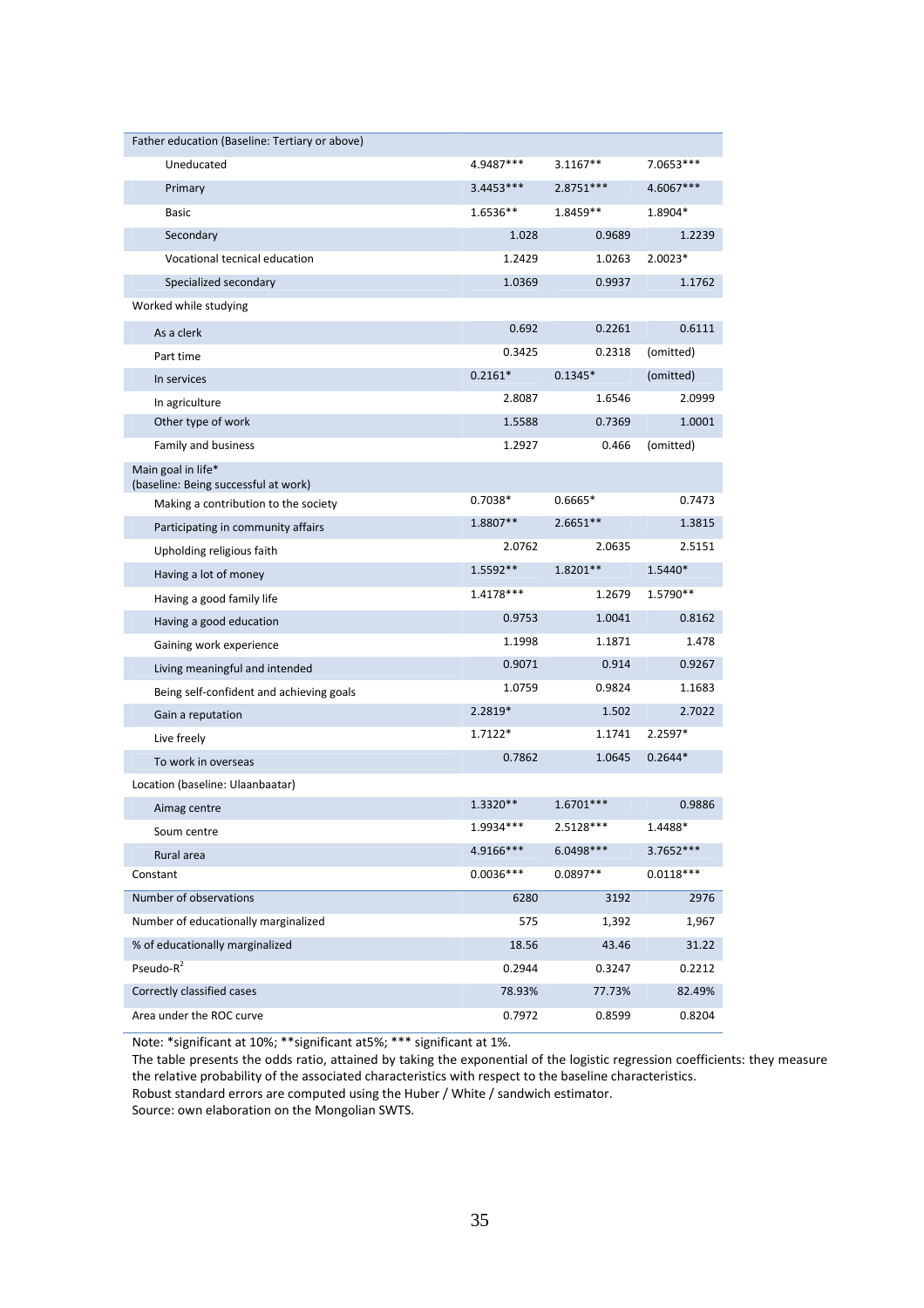| | | | |
|---|---|---|---|
| Father education (Baseline: Tertiary or above) | | | |
| Uneducated | 4.9487*** | 3.1167** | 7.0653*** |
| Primary | 3.4453*** | 2.8751*** | 4.6067*** |
| Basic | 1.6536** | 1.8459** | 1.8904* |
| Secondary | 1.028 | 0.9689 | 1.2239 |
| Vocational tecnical education | 1.2429 | 1.0263 | 2.0023* |
| Specialized secondary | 1.0369 | 0.9937 | 1.1762 |
| Worked while studying | | | |
| As a clerk | 0.692 | 0.2261 | 0.6111 |
| Part time | 0.3425 | 0.2318 | (omitted) |
| In services | 0.2161* | 0.1345* | (omitted) |
| In agriculture | 2.8087 | 1.6546 | 2.0999 |
| Other type of work | 1.5588 | 0.7369 | 1.0001 |
| Family and business | 1.2927 | 0.466 | (omitted) |
| Main goal in life* (baseline: Being successful at work) | | | |
| Making a contribution to the society | 0.7038* | 0.6665* | 0.7473 |
| Participating in community affairs | 1.8807** | 2.6651** | 1.3815 |
| Upholding religious faith | 2.0762 | 2.0635 | 2.5151 |
| Having a lot of money | 1.5592** | 1.8201** | 1.5440* |
| Having a good family life | 1.4178*** | 1.2679 | 1.5790** |
| Having a good education | 0.9753 | 1.0041 | 0.8162 |
| Gaining work experience | 1.1998 | 1.1871 | 1.478 |
| Living meaningful and intended | 0.9071 | 0.914 | 0.9267 |
| Being self-confident and achieving goals | 1.0759 | 0.9824 | 1.1683 |
| Gain a reputation | 2.2819* | 1.502 | 2.7022 |
| Live freely | 1.7122* | 1.1741 | 2.2597* |
| To work in overseas | 0.7862 | 1.0645 | 0.2644* |
| Location (baseline: Ulaanbaatar) | | | |
| Aimag centre | 1.3320** | 1.6701*** | 0.9886 |
| Soum centre | 1.9934*** | 2.5128*** | 1.4488* |
| Rural area | 4.9166*** | 6.0498*** | 3.7652*** |
| Constant | 0.0036*** | 0.0897** | 0.0118*** |
| Number of observations | 6280 | 3192 | 2976 |
| Number of educationally marginalized | 575 | 1,392 | 1,967 |
| % of educationally marginalized | 18.56 | 43.46 | 31.22 |
| Pseudo-$R^2$ | 0.2944 | 0.3247 | 0.2212 |
| Correctly classified cases | 78.93% | 77.73% | 82.49% |
| Area under the ROC curve | 0.7972 | 0.8599 | 0.8204 |

Note: *significant at 10%; **significant at5%; *** significant at 1%.
The table presents the odds ratio, attained by taking the exponential of the logistic regression coefficients: they measure the relative probability of the associated characteristics with respect to the baseline characteristics.
Robust standard errors are computed using the Huber / White / sandwich estimator.
Source: own elaboration on the Mongolian SWTS.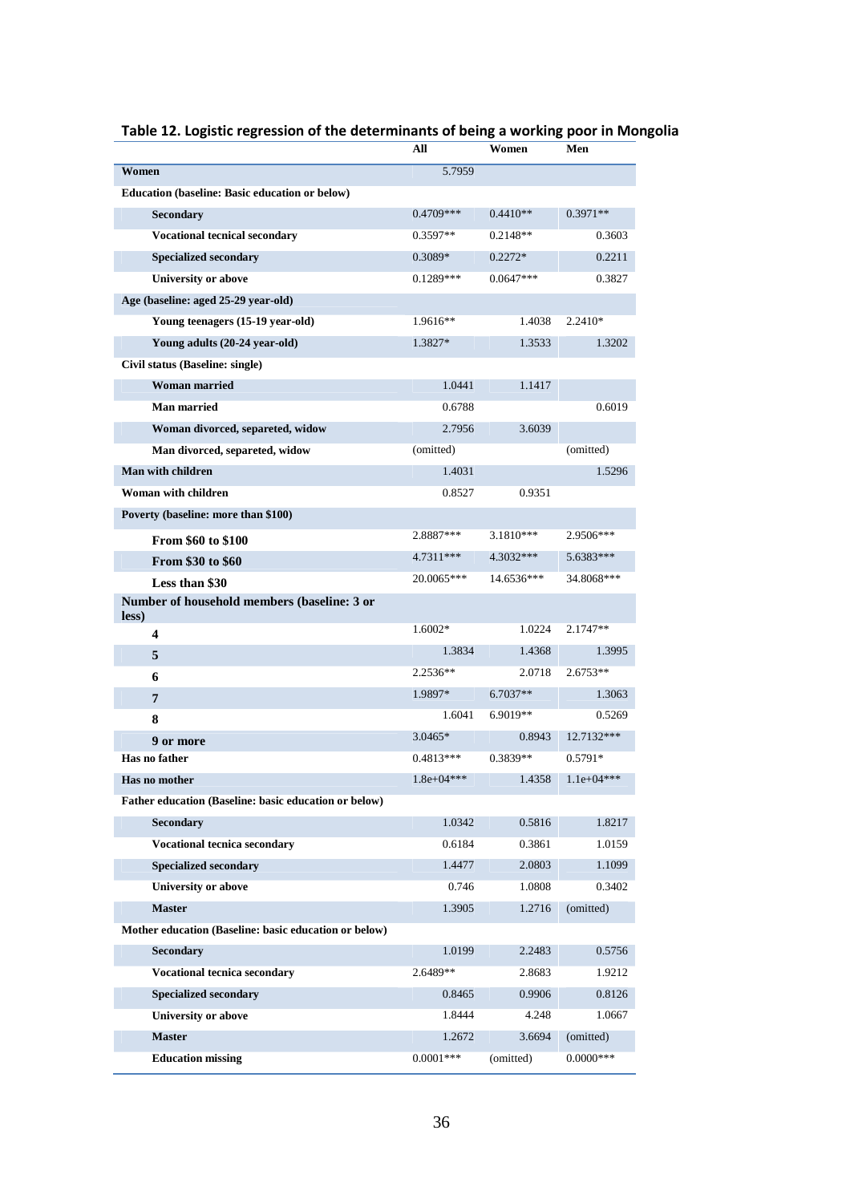## Table 12. Logistic regression of the determinants of being a working poor in Mongolia

| | All | Women | Men |
|---|---|---|---|
| **Women** | 5.7959 | | |
| **Education (baseline: Basic education or below)** | | | |
| **Secondary** | 0.4709*** | 0.4410** | 0.3971** |
| **Vocational tecnical secondary** | 0.3597** | 0.2148** | 0.3603 |
| **Specialized secondary** | 0.3089* | 0.2272* | 0.2211 |
| **University or above** | 0.1289*** | 0.0647*** | 0.3827 |
| **Age (baseline: aged 25-29 year-old)** | | | |
| **Young teenagers (15-19 year-old)** | 1.9616** | 1.4038 | 2.2410* |
| **Young adults (20-24 year-old)** | 1.3827* | 1.3533 | 1.3202 |
| **Civil status (Baseline: single)** | | | |
| **Woman married** | 1.0441 | 1.1417 | |
| **Man married** | 0.6788 | | 0.6019 |
| **Woman divorced, separeted, widow** | 2.7956 | 3.6039 | |
| **Man divorced, separeted, widow** | (omitted) | | (omitted) |
| **Man with children** | 1.4031 | | 1.5296 |
| **Woman with children** | 0.8527 | 0.9351 | |
| **Poverty (baseline: more than $100)** | | | |
| **From $60 to $100** | 2.8887*** | 3.1810*** | 2.9506*** |
| **From $30 to $60** | 4.7311*** | 4.3032*** | 5.6383*** |
| **Less than $30** | 20.0065*** | 14.6536*** | 34.8068*** |
| **Number of household members (baseline: 3 or less)** | | | |
| **4** | 1.6002* | 1.0224 | 2.1747** |
| **5** | 1.3834 | 1.4368 | 1.3995 |
| **6** | 2.2536** | 2.0718 | 2.6753** |
| **7** | 1.9897* | 6.7037** | 1.3063 |
| **8** | 1.6041 | 6.9019** | 0.5269 |
| **9 or more** | 3.0465* | 0.8943 | 12.7132*** |
| **Has no father** | 0.4813*** | 0.3839** | 0.5791* |
| **Has no mother** | 1.8e+04*** | 1.4358 | 1.1e+04*** |
| **Father education (Baseline: basic education or below)** | | | |
| **Secondary** | 1.0342 | 0.5816 | 1.8217 |
| **Vocational tecnica secondary** | 0.6184 | 0.3861 | 1.0159 |
| **Specialized secondary** | 1.4477 | 2.0803 | 1.1099 |
| **University or above** | 0.746 | 1.0808 | 0.3402 |
| **Master** | 1.3905 | 1.2716 | (omitted) |
| **Mother education (Baseline: basic education or below)** | | | |
| **Secondary** | 1.0199 | 2.2483 | 0.5756 |
| **Vocational tecnica secondary** | 2.6489** | 2.8683 | 1.9212 |
| **Specialized secondary** | 0.8465 | 0.9906 | 0.8126 |
| **University or above** | 1.8444 | 4.248 | 1.0667 |
| **Master** | 1.2672 | 3.6694 | (omitted) |
| **Education missing** | 0.0001*** | (omitted) | 0.0000*** |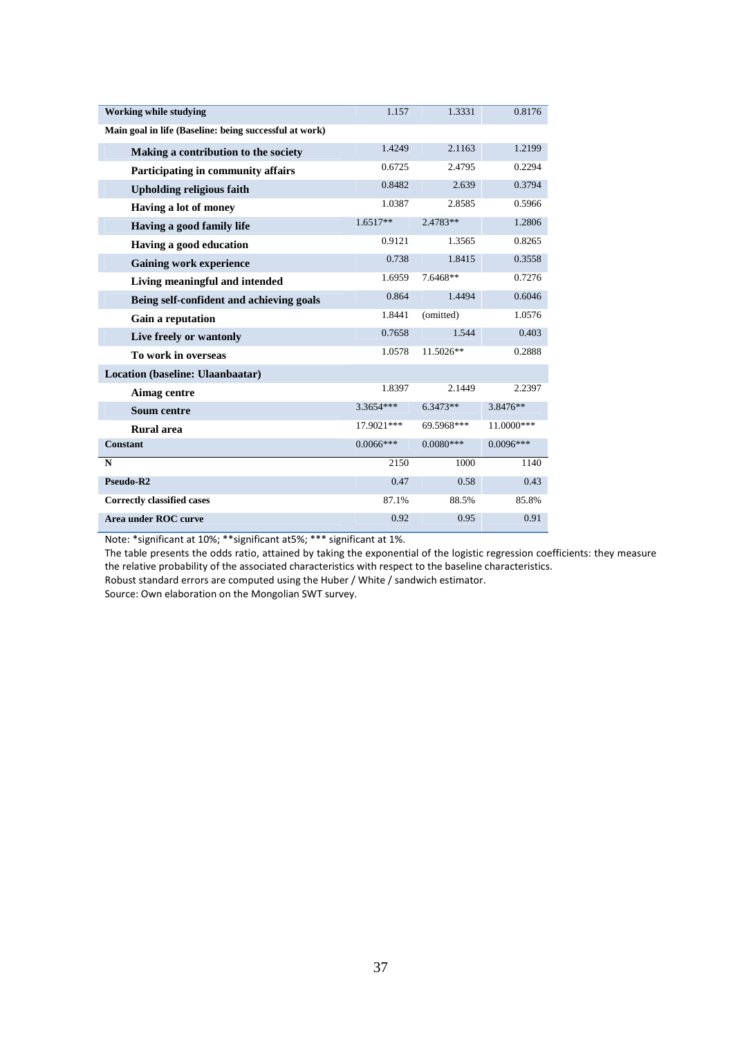| | | | |
|---|---|---|---|
| **Working while studying** | 1.157 | 1.3331 | 0.8176 |
| **Main goal in life (Baseline: being successful at work)** | | | |
| **Making a contribution to the society** | 1.4249 | 2.1163 | 1.2199 |
| **Participating in community affairs** | 0.6725 | 2.4795 | 0.2294 |
| **Upholding religious faith** | 0.8482 | 2.639 | 0.3794 |
| **Having a lot of money** | 1.0387 | 2.8585 | 0.5966 |
| **Having a good family life** | 1.6517** | 2.4783** | 1.2806 |
| **Having a good education** | 0.9121 | 1.3565 | 0.8265 |
| **Gaining work experience** | 0.738 | 1.8415 | 0.3558 |
| **Living meaningful and intended** | 1.6959 | 7.6468** | 0.7276 |
| **Being self-confident and achieving goals** | 0.864 | 1.4494 | 0.6046 |
| **Gain a reputation** | 1.8441 | (omitted) | 1.0576 |
| **Live freely or wantonly** | 0.7658 | 1.544 | 0.403 |
| **To work in overseas** | 1.0578 | 11.5026** | 0.2888 |
| **Location (baseline: Ulaanbaatar)** | | | |
| **Aimag centre** | 1.8397 | 2.1449 | 2.2397 |
| **Soum centre** | 3.3654*** | 6.3473** | 3.8476** |
| **Rural area** | 17.9021*** | 69.5968*** | 11.0000*** |
| **Constant** | 0.0066*** | 0.0080*** | 0.0096*** |
| **N** | 2150 | 1000 | 1140 |
| **Pseudo-R2** | 0.47 | 0.58 | 0.43 |
| **Correctly classified cases** | 87.1% | 88.5% | 85.8% |
| **Area under ROC curve** | 0.92 | 0.95 | 0.91 |

Note: *significant at 10%; **significant at5%; *** significant at 1%.
The table presents the odds ratio, attained by taking the exponential of the logistic regression coefficients: they measure the relative probability of the associated characteristics with respect to the baseline characteristics.
Robust standard errors are computed using the Huber / White / sandwich estimator.
Source: Own elaboration on the Mongolian SWT survey.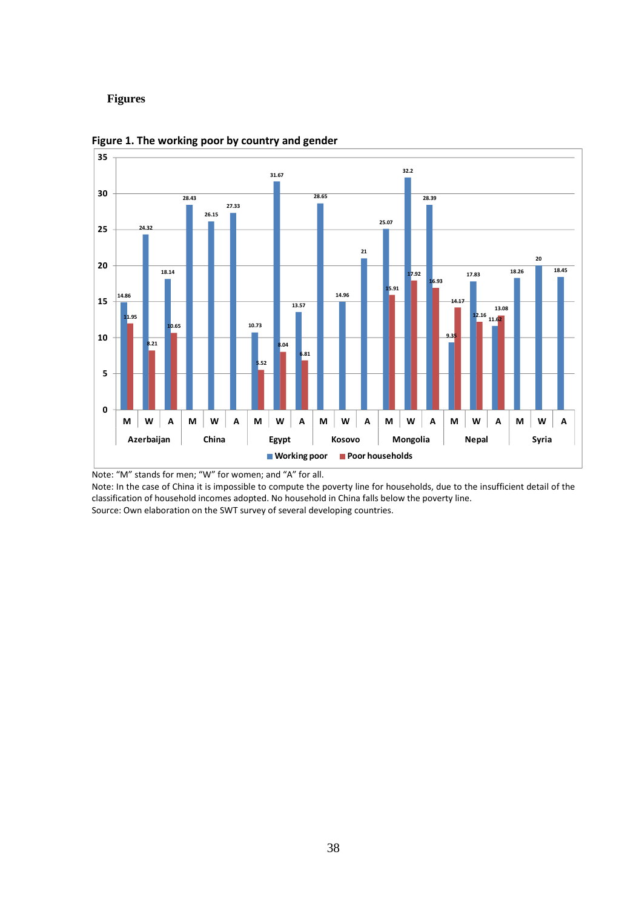# Figures

**Figure 1. The working poor by country and gender**

Note: "M" stands for men; "W" for women; and "A" for all.

Note: In the case of China it is impossible to compute the poverty line for households, due to the insufficient detail of the classification of household incomes adopted. No household in China falls below the poverty line.

Source: Own elaboration on the SWT survey of several developing countries.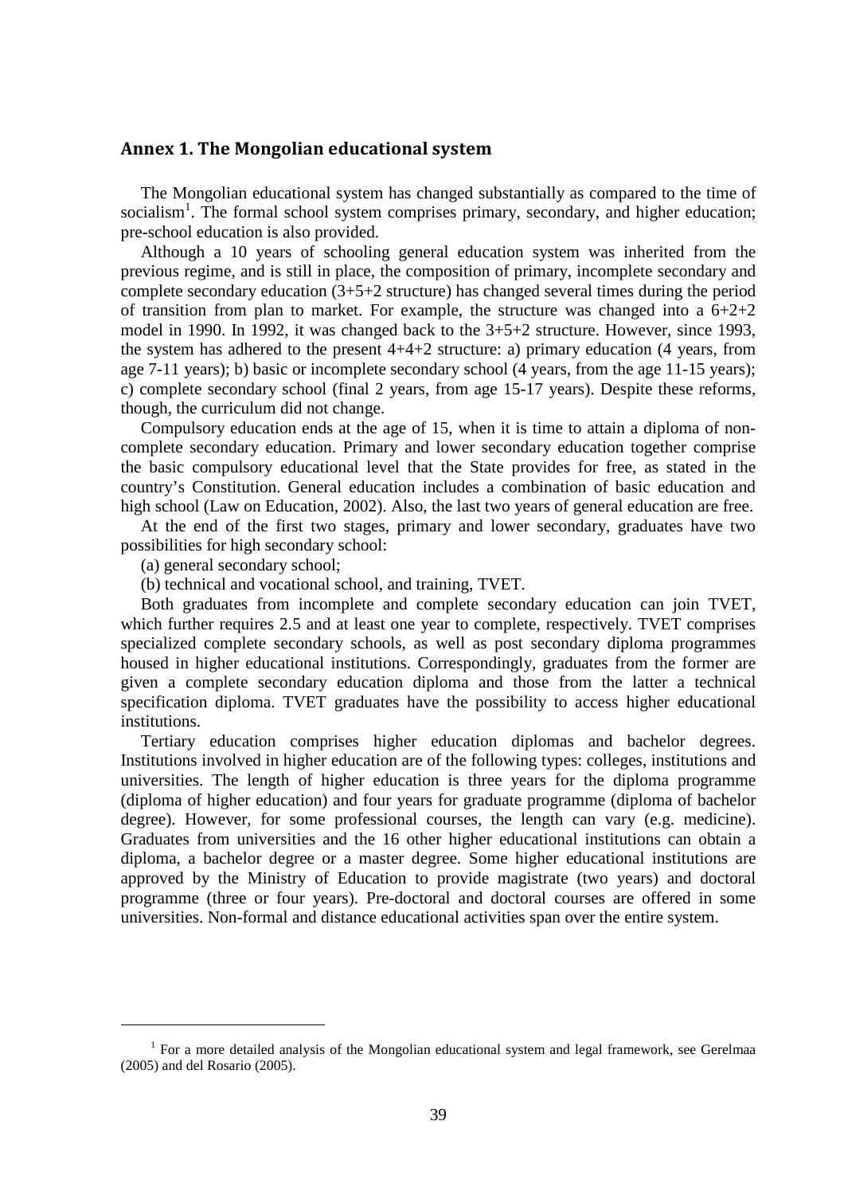## Annex 1. The Mongolian educational system

The Mongolian educational system has changed substantially as compared to the time of socialism[1]. The formal school system comprises primary, secondary, and higher education; pre-school education is also provided.

Although a 10 years of schooling general education system was inherited from the previous regime, and is still in place, the composition of primary, incomplete secondary and complete secondary education (3+5+2 structure) has changed several times during the period of transition from plan to market. For example, the structure was changed into a 6+2+2 model in 1990. In 1992, it was changed back to the 3+5+2 structure. However, since 1993, the system has adhered to the present 4+4+2 structure: a) primary education (4 years, from age 7-11 years); b) basic or incomplete secondary school (4 years, from the age 11-15 years); c) complete secondary school (final 2 years, from age 15-17 years). Despite these reforms, though, the curriculum did not change.

Compulsory education ends at the age of 15, when it is time to attain a diploma of non-complete secondary education. Primary and lower secondary education together comprise the basic compulsory educational level that the State provides for free, as stated in the country's Constitution. General education includes a combination of basic education and high school (Law on Education, 2002). Also, the last two years of general education are free.

At the end of the first two stages, primary and lower secondary, graduates have two possibilities for high secondary school:

(a) general secondary school;

(b) technical and vocational school, and training, TVET.

Both graduates from incomplete and complete secondary education can join TVET, which further requires 2.5 and at least one year to complete, respectively. TVET comprises specialized complete secondary schools, as well as post secondary diploma programmes housed in higher educational institutions. Correspondingly, graduates from the former are given a complete secondary education diploma and those from the latter a technical specification diploma. TVET graduates have the possibility to access higher educational institutions.

Tertiary education comprises higher education diplomas and bachelor degrees. Institutions involved in higher education are of the following types: colleges, institutions and universities. The length of higher education is three years for the diploma programme (diploma of higher education) and four years for graduate programme (diploma of bachelor degree). However, for some professional courses, the length can vary (e.g. medicine). Graduates from universities and the 16 other higher educational institutions can obtain a diploma, a bachelor degree or a master degree. Some higher educational institutions are approved by the Ministry of Education to provide magistrate (two years) and doctoral programme (three or four years). Pre-doctoral and doctoral courses are offered in some universities. Non-formal and distance educational activities span over the entire system.

---

[1] For a more detailed analysis of the Mongolian educational system and legal framework, see Gerelmaa (2005) and del Rosario (2005).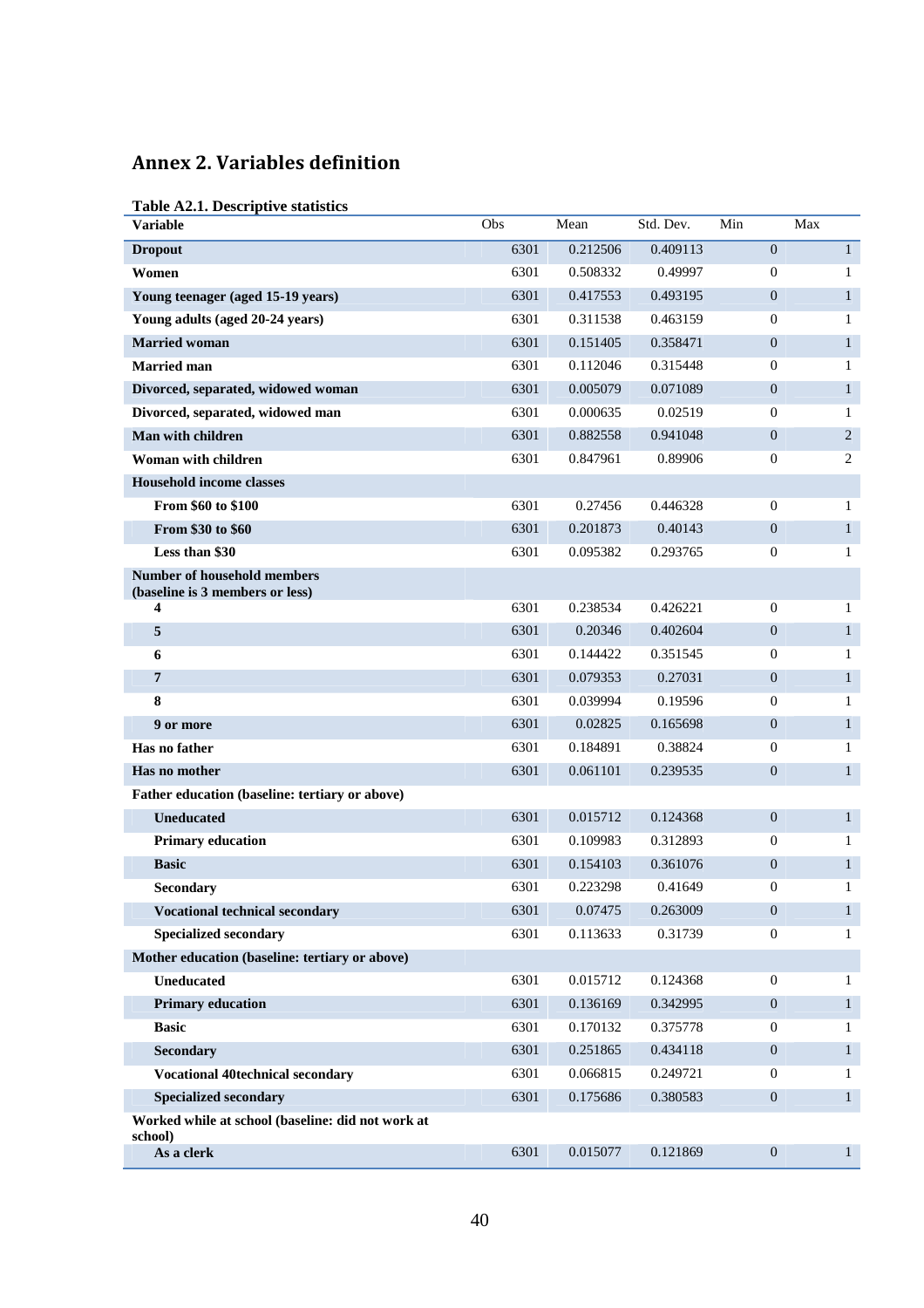## Annex 2. Variables definition

**Table A2.1. Descriptive statistics**

| Variable | Obs | Mean | Std. Dev. | Min | Max |
|---|---|---|---|---|---|
| **Dropout** | 6301 | 0.212506 | 0.409113 | 0 | 1 |
| **Women** | 6301 | 0.508332 | 0.49997 | 0 | 1 |
| **Young teenager (aged 15-19 years)** | 6301 | 0.417553 | 0.493195 | 0 | 1 |
| **Young adults (aged 20-24 years)** | 6301 | 0.311538 | 0.463159 | 0 | 1 |
| **Married woman** | 6301 | 0.151405 | 0.358471 | 0 | 1 |
| **Married man** | 6301 | 0.112046 | 0.315448 | 0 | 1 |
| **Divorced, separated, widowed woman** | 6301 | 0.005079 | 0.071089 | 0 | 1 |
| **Divorced, separated, widowed man** | 6301 | 0.000635 | 0.02519 | 0 | 1 |
| **Man with children** | 6301 | 0.882558 | 0.941048 | 0 | 2 |
| **Woman with children** | 6301 | 0.847961 | 0.89906 | 0 | 2 |
| **Household income classes** | | | | | |
| **From $60 to $100** | 6301 | 0.27456 | 0.446328 | 0 | 1 |
| **From $30 to $60** | 6301 | 0.201873 | 0.40143 | 0 | 1 |
| **Less than $30** | 6301 | 0.095382 | 0.293765 | 0 | 1 |
| **Number of household members (baseline is 3 members or less)** | | | | | |
| **4** | 6301 | 0.238534 | 0.426221 | 0 | 1 |
| **5** | 6301 | 0.20346 | 0.402604 | 0 | 1 |
| **6** | 6301 | 0.144422 | 0.351545 | 0 | 1 |
| **7** | 6301 | 0.079353 | 0.27031 | 0 | 1 |
| **8** | 6301 | 0.039994 | 0.19596 | 0 | 1 |
| **9 or more** | 6301 | 0.02825 | 0.165698 | 0 | 1 |
| **Has no father** | 6301 | 0.184891 | 0.38824 | 0 | 1 |
| **Has no mother** | 6301 | 0.061101 | 0.239535 | 0 | 1 |
| **Father education (baseline: tertiary or above)** | | | | | |
| **Uneducated** | 6301 | 0.015712 | 0.124368 | 0 | 1 |
| **Primary education** | 6301 | 0.109983 | 0.312893 | 0 | 1 |
| **Basic** | 6301 | 0.154103 | 0.361076 | 0 | 1 |
| **Secondary** | 6301 | 0.223298 | 0.41649 | 0 | 1 |
| **Vocational technical secondary** | 6301 | 0.07475 | 0.263009 | 0 | 1 |
| **Specialized secondary** | 6301 | 0.113633 | 0.31739 | 0 | 1 |
| **Mother education (baseline: tertiary or above)** | | | | | |
| **Uneducated** | 6301 | 0.015712 | 0.124368 | 0 | 1 |
| **Primary education** | 6301 | 0.136169 | 0.342995 | 0 | 1 |
| **Basic** | 6301 | 0.170132 | 0.375778 | 0 | 1 |
| **Secondary** | 6301 | 0.251865 | 0.434118 | 0 | 1 |
| **Vocational 40technical secondary** | 6301 | 0.066815 | 0.249721 | 0 | 1 |
| **Specialized secondary** | 6301 | 0.175686 | 0.380583 | 0 | 1 |
| **Worked while at school (baseline: did not work at school)** | | | | | |
| **As a clerk** | 6301 | 0.015077 | 0.121869 | 0 | 1 |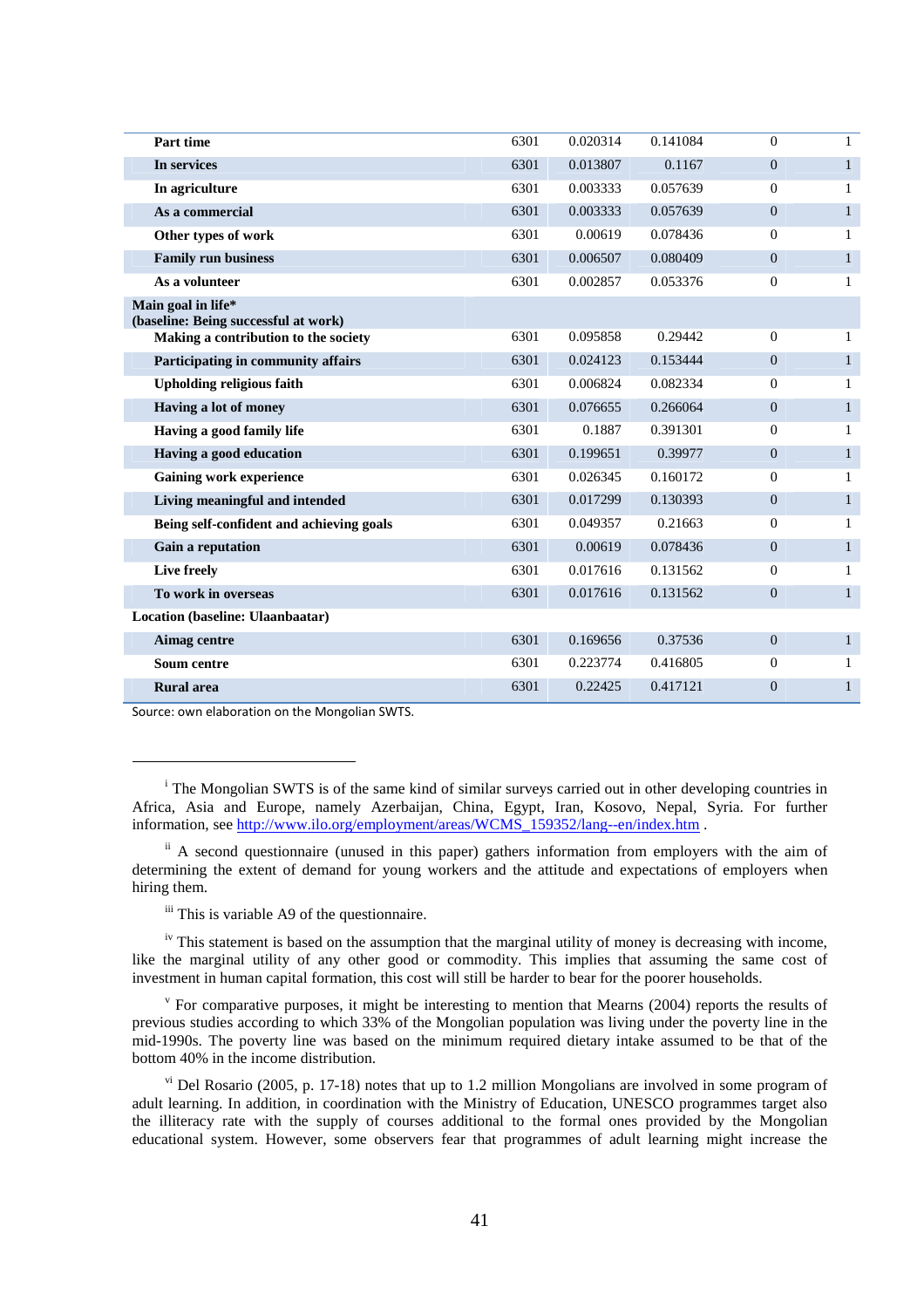| | | | | | |
|---|---|---|---|---|---|
| **Part time** | 6301 | 0.020314 | 0.141084 | 0 | 1 |
| **In services** | 6301 | 0.013807 | 0.1167 | 0 | 1 |
| **In agriculture** | 6301 | 0.003333 | 0.057639 | 0 | 1 |
| **As a commercial** | 6301 | 0.003333 | 0.057639 | 0 | 1 |
| **Other types of work** | 6301 | 0.00619 | 0.078436 | 0 | 1 |
| **Family run business** | 6301 | 0.006507 | 0.080409 | 0 | 1 |
| **As a volunteer** | 6301 | 0.002857 | 0.053376 | 0 | 1 |
| **Main goal in life* (baseline: Being successful at work)** | | | | | |
| **Making a contribution to the society** | 6301 | 0.095858 | 0.29442 | 0 | 1 |
| **Participating in community affairs** | 6301 | 0.024123 | 0.153444 | 0 | 1 |
| **Upholding religious faith** | 6301 | 0.006824 | 0.082334 | 0 | 1 |
| **Having a lot of money** | 6301 | 0.076655 | 0.266064 | 0 | 1 |
| **Having a good family life** | 6301 | 0.1887 | 0.391301 | 0 | 1 |
| **Having a good education** | 6301 | 0.199651 | 0.39977 | 0 | 1 |
| **Gaining work experience** | 6301 | 0.026345 | 0.160172 | 0 | 1 |
| **Living meaningful and intended** | 6301 | 0.017299 | 0.130393 | 0 | 1 |
| **Being self-confident and achieving goals** | 6301 | 0.049357 | 0.21663 | 0 | 1 |
| **Gain a reputation** | 6301 | 0.00619 | 0.078436 | 0 | 1 |
| **Live freely** | 6301 | 0.017616 | 0.131562 | 0 | 1 |
| **To work in overseas** | 6301 | 0.017616 | 0.131562 | 0 | 1 |
| **Location (baseline: Ulaanbaatar)** | | | | | |
| **Aimag centre** | 6301 | 0.169656 | 0.37536 | 0 | 1 |
| **Soum centre** | 6301 | 0.223774 | 0.416805 | 0 | 1 |
| **Rural area** | 6301 | 0.22425 | 0.417121 | 0 | 1 |

Source: own elaboration on the Mongolian SWTS.

---

[i] The Mongolian SWTS is of the same kind of similar surveys carried out in other developing countries in Africa, Asia and Europe, namely Azerbaijan, China, Egypt, Iran, Kosovo, Nepal, Syria. For further information, see http://www.ilo.org/employment/areas/WCMS_159352/lang--en/index.htm .

[ii] A second questionnaire (unused in this paper) gathers information from employers with the aim of determining the extent of demand for young workers and the attitude and expectations of employers when hiring them.

[iii] This is variable A9 of the questionnaire.

[iv] This statement is based on the assumption that the marginal utility of money is decreasing with income, like the marginal utility of any other good or commodity. This implies that assuming the same cost of investment in human capital formation, this cost will still be harder to bear for the poorer households.

[v] For comparative purposes, it might be interesting to mention that Mearns (2004) reports the results of previous studies according to which 33% of the Mongolian population was living under the poverty line in the mid-1990s. The poverty line was based on the minimum required dietary intake assumed to be that of the bottom 40% in the income distribution.

[vi] Del Rosario (2005, p. 17-18) notes that up to 1.2 million Mongolians are involved in some program of adult learning. In addition, in coordination with the Ministry of Education, UNESCO programmes target also the illiteracy rate with the supply of courses additional to the formal ones provided by the Mongolian educational system. However, some observers fear that programmes of adult learning might increase the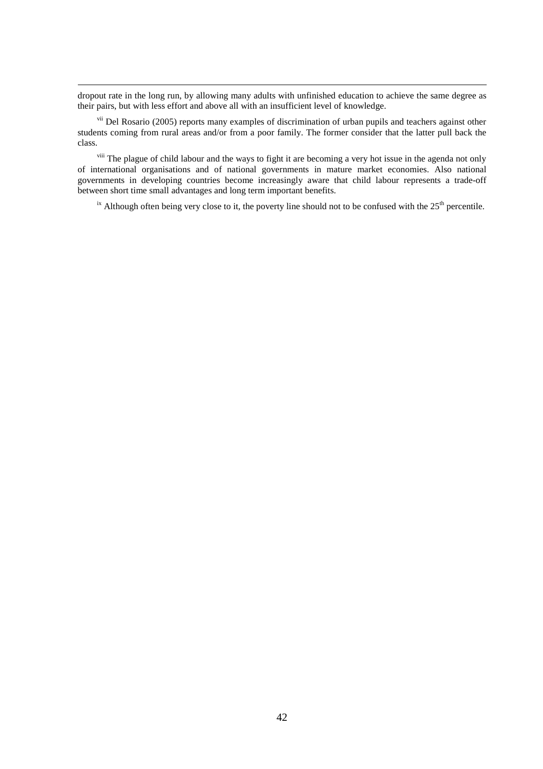dropout rate in the long run, by allowing many adults with unfinished education to achieve the same degree as their pairs, but with less effort and above all with an insufficient level of knowledge.

[vii] Del Rosario (2005) reports many examples of discrimination of urban pupils and teachers against other students coming from rural areas and/or from a poor family. The former consider that the latter pull back the class.

[viii] The plague of child labour and the ways to fight it are becoming a very hot issue in the agenda not only of international organisations and of national governments in mature market economies. Also national governments in developing countries become increasingly aware that child labour represents a trade-off between short time small advantages and long term important benefits.

[ix] Although often being very close to it, the poverty line should not to be confused with the 25th percentile.